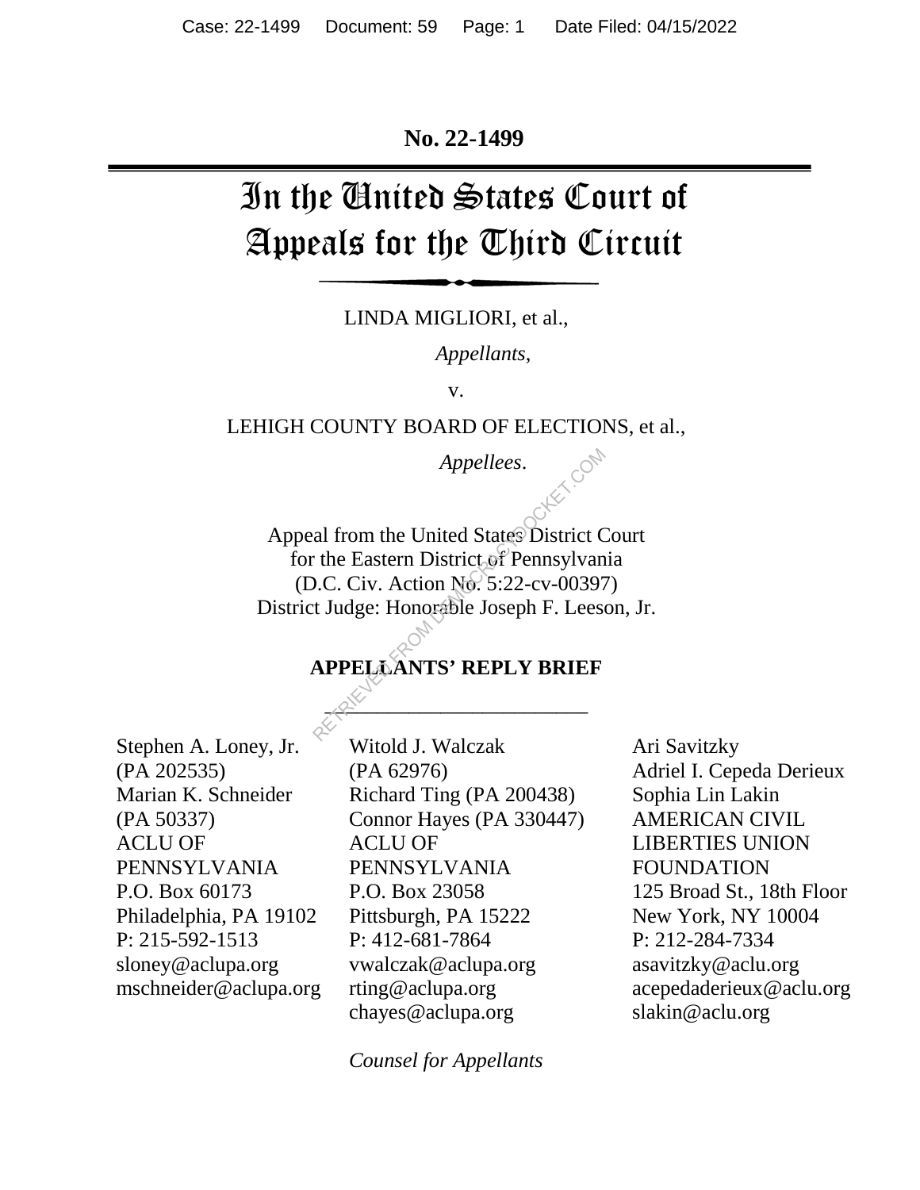No. 22-1499

# In the United States Court of Appeals for the Third Circuit

LINDA MIGLIORI, et al.,

*Appellants*,

v.

LEHIGH COUNTY BOARD OF ELECTIONS, et al.,

*Appellees*.

Appeal from the United States District Court
for the Eastern District of Pennsylvania
(D.C. Civ. Action No. 5:22-cv-00397)
District Judge: Honorable Joseph F. Leeson, Jr.

**APPELLANTS' REPLY BRIEF**

Stephen A. Loney, Jr.
(PA 202535)
Marian K. Schneider
(PA 50337)
ACLU OF
PENNSYLVANIA
P.O. Box 60173
Philadelphia, PA 19102
P: 215-592-1513
sloney@aclupa.org
mschneider@aclupa.org

Witold J. Walczak
(PA 62976)
Richard Ting (PA 200438)
Connor Hayes (PA 330447)
ACLU OF
PENNSYLVANIA
P.O. Box 23058
Pittsburgh, PA 15222
P: 412-681-7864
vwalczak@aclupa.org
rting@aclupa.org
chayes@aclupa.org

Ari Savitzky
Adriel I. Cepeda Derieux
Sophia Lin Lakin
AMERICAN CIVIL
LIBERTIES UNION
FOUNDATION
125 Broad St., 18th Floor
New York, NY 10004
P: 212-284-7334
asavitzky@aclu.org
acepedaderieux@aclu.org
slakin@aclu.org

*Counsel for Appellants*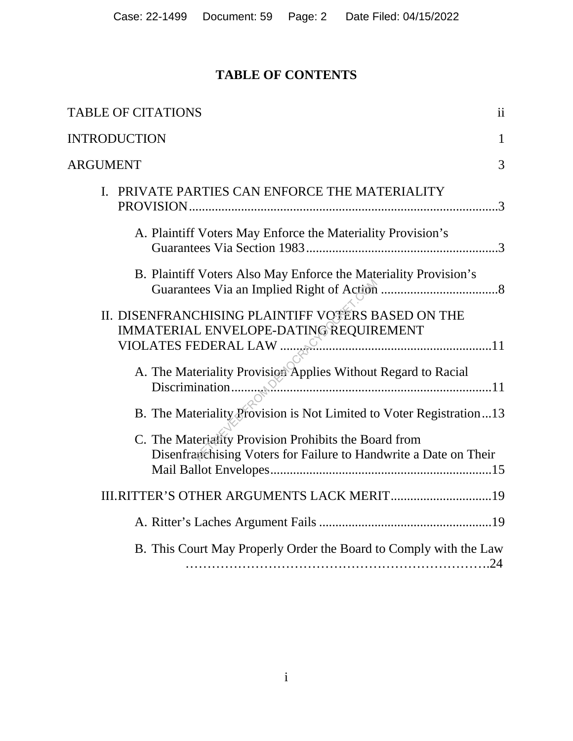# TABLE OF CONTENTS

TABLE OF CITATIONS ii

INTRODUCTION 1

ARGUMENT 3

- I. PRIVATE PARTIES CAN ENFORCE THE MATERIALITY PROVISION 3
  - A. Plaintiff Voters May Enforce the Materiality Provision's Guarantees Via Section 1983 3
  - B. Plaintiff Voters Also May Enforce the Materiality Provision's Guarantees Via an Implied Right of Action 8
- II. DISENFRANCHISING PLAINTIFF VOTERS BASED ON THE IMMATERIAL ENVELOPE-DATING REQUIREMENT VIOLATES FEDERAL LAW 11
  - A. The Materiality Provision Applies Without Regard to Racial Discrimination 11
  - B. The Materiality Provision is Not Limited to Voter Registration 13
  - C. The Materiality Provision Prohibits the Board from Disenfranchising Voters for Failure to Handwrite a Date on Their Mail Ballot Envelopes 15
- III. RITTER'S OTHER ARGUMENTS LACK MERIT 19
  - A. Ritter's Laches Argument Fails 19
  - B. This Court May Properly Order the Board to Comply with the Law 24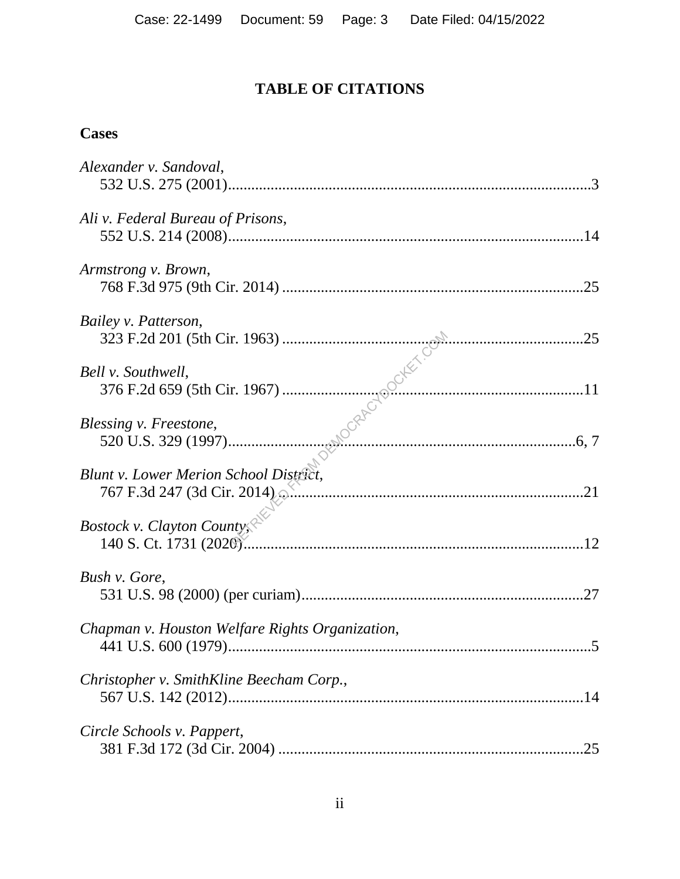# TABLE OF CITATIONS

## Cases

*Alexander v. Sandoval*,
532 U.S. 275 (2001)....................................................................................3

*Ali v. Federal Bureau of Prisons*,
552 U.S. 214 (2008)..................................................................................14

*Armstrong v. Brown*,
768 F.3d 975 (9th Cir. 2014) ...................................................................25

*Bailey v. Patterson*,
323 F.2d 201 (5th Cir. 1963) ...................................................................25

*Bell v. Southwell*,
376 F.2d 659 (5th Cir. 1967) ...................................................................11

*Blessing v. Freestone*,
520 U.S. 329 (1997)...............................................................................6, 7

*Blunt v. Lower Merion School District*,
767 F.3d 247 (3d Cir. 2014) ....................................................................21

*Bostock v. Clayton County*,
140 S. Ct. 1731 (2020).............................................................................12

*Bush v. Gore*,
531 U.S. 98 (2000) (per curiam)..............................................................27

*Chapman v. Houston Welfare Rights Organization*,
441 U.S. 600 (1979)....................................................................................5

*Christopher v. SmithKline Beecham Corp.*,
567 U.S. 142 (2012)..................................................................................14

*Circle Schools v. Pappert*,
381 F.3d 172 (3d Cir. 2004) .....................................................................25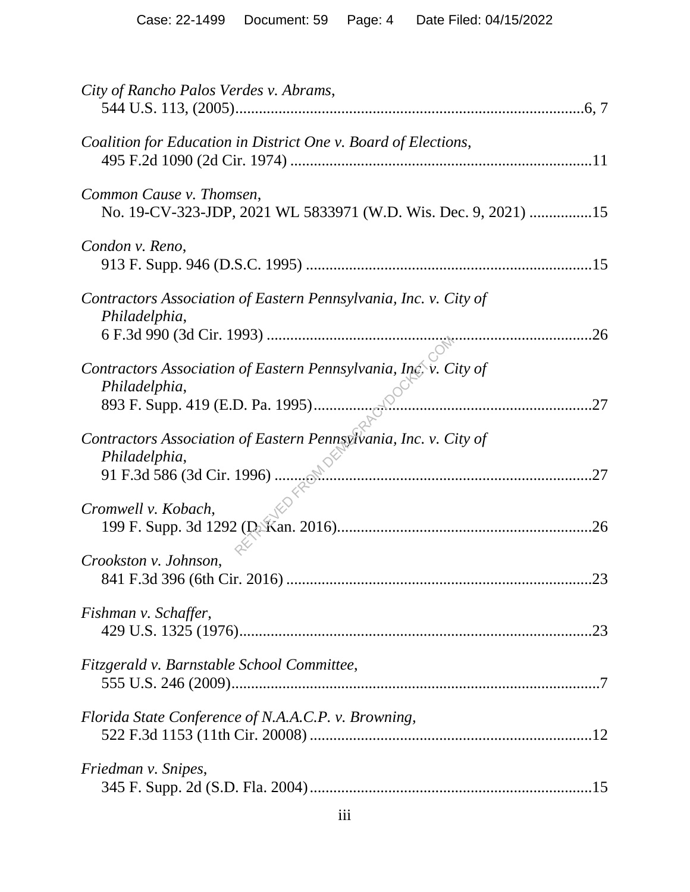*City of Rancho Palos Verdes v. Abrams*,
544 U.S. 113, (2005)........................................................................................6, 7

*Coalition for Education in District One v. Board of Elections*,
495 F.2d 1090 (2d Cir. 1974) ............................................................................11

*Common Cause v. Thomsen*,
No. 19-CV-323-JDP, 2021 WL 5833971 (W.D. Wis. Dec. 9, 2021) ................15

*Condon v. Reno*,
913 F. Supp. 946 (D.S.C. 1995) ........................................................................15

*Contractors Association of Eastern Pennsylvania, Inc. v. City of Philadelphia*,
6 F.3d 990 (3d Cir. 1993) ..................................................................................26

*Contractors Association of Eastern Pennsylvania, Inc. v. City of Philadelphia*,
893 F. Supp. 419 (E.D. Pa. 1995)......................................................................27

*Contractors Association of Eastern Pennsylvania, Inc. v. City of Philadelphia*,
91 F.3d 586 (3d Cir. 1996) ................................................................................27

*Cromwell v. Kobach*,
199 F. Supp. 3d 1292 (D. Kan. 2016)................................................................26

*Crookston v. Johnson*,
841 F.3d 396 (6th Cir. 2016) .............................................................................23

*Fishman v. Schaffer*,
429 U.S. 1325 (1976).........................................................................................23

*Fitzgerald v. Barnstable School Committee*,
555 U.S. 246 (2009).............................................................................................7

*Florida State Conference of N.A.A.C.P. v. Browning*,
522 F.3d 1153 (11th Cir. 20008) .......................................................................12

*Friedman v. Snipes*,
345 F. Supp. 2d (S.D. Fla. 2004).......................................................................15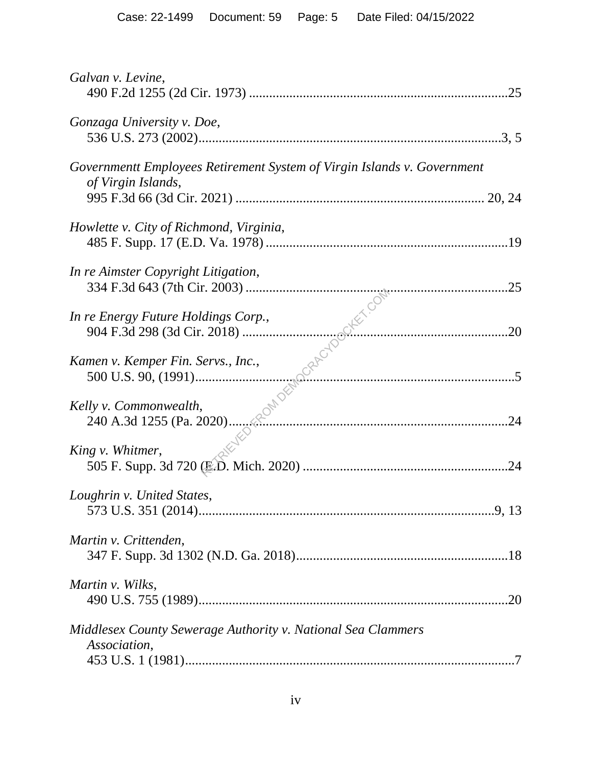*Galvan v. Levine*,
490 F.2d 1255 (2d Cir. 1973) ............................................................................25

*Gonzaga University v. Doe*,
536 U.S. 273 (2002).........................................................................................3, 5

*Governmentt Employees Retirement System of Virgin Islands v. Government of Virgin Islands*,
995 F.3d 66 (3d Cir. 2021) ........................................................................ 20, 24

*Howlette v. City of Richmond, Virginia*,
485 F. Supp. 17 (E.D. Va. 1978) .......................................................................19

*In re Aimster Copyright Litigation*,
334 F.3d 643 (7th Cir. 2003) .............................................................................25

*In re Energy Future Holdings Corp.*,
904 F.3d 298 (3d Cir. 2018) ...............................................................................20

*Kamen v. Kemper Fin. Servs., Inc.*,
500 U.S. 90, (1991)..............................................................................................5

*Kelly v. Commonwealth*,
240 A.3d 1255 (Pa. 2020)...................................................................................24

*King v. Whitmer*,
505 F. Supp. 3d 720 (E.D. Mich. 2020) .............................................................24

*Loughrin v. United States*,
573 U.S. 351 (2014).........................................................................................9, 13

*Martin v. Crittenden*,
347 F. Supp. 3d 1302 (N.D. Ga. 2018)...............................................................18

*Martin v. Wilks*,
490 U.S. 755 (1989)............................................................................................20

*Middlesex County Sewerage Authority v. National Sea Clammers Association*,
453 U.S. 1 (1981)..................................................................................................7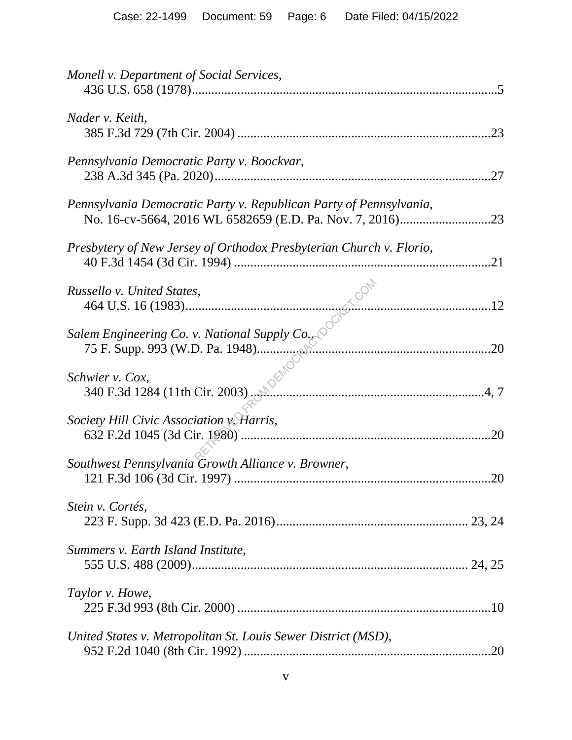*Monell v. Department of Social Services*,
436 U.S. 658 (1978)...........................................................................................5

*Nader v. Keith*,
385 F.3d 729 (7th Cir. 2004) ............................................................................23

*Pennsylvania Democratic Party v. Boockvar*,
238 A.3d 345 (Pa. 2020)...................................................................................27

*Pennsylvania Democratic Party v. Republican Party of Pennsylvania*,
No. 16-cv-5664, 2016 WL 6582659 (E.D. Pa. Nov. 7, 2016)...........................23

*Presbytery of New Jersey of Orthodox Presbyterian Church v. Florio*,
40 F.3d 1454 (3d Cir. 1994) .............................................................................21

*Russello v. United States*,
464 U.S. 16 (1983)............................................................................................12

*Salem Engineering Co. v. National Supply Co.*,
75 F. Supp. 993 (W.D. Pa. 1948).......................................................................20

*Schwier v. Cox*,
340 F.3d 1284 (11th Cir. 2003) .....................................................................4, 7

*Society Hill Civic Association v. Harris*,
632 F.2d 1045 (3d Cir. 1980) ...........................................................................20

*Southwest Pennsylvania Growth Alliance v. Browner*,
121 F.3d 106 (3d Cir. 1997) .............................................................................20

*Stein v. Cortés*,
223 F. Supp. 3d 423 (E.D. Pa. 2016)......................................................... 23, 24

*Summers v. Earth Island Institute*,
555 U.S. 488 (2009)................................................................................... 24, 25

*Taylor v. Howe*,
225 F.3d 993 (8th Cir. 2000) ............................................................................10

*United States v. Metropolitan St. Louis Sewer District (MSD)*,
952 F.2d 1040 (8th Cir. 1992) ...........................................................................20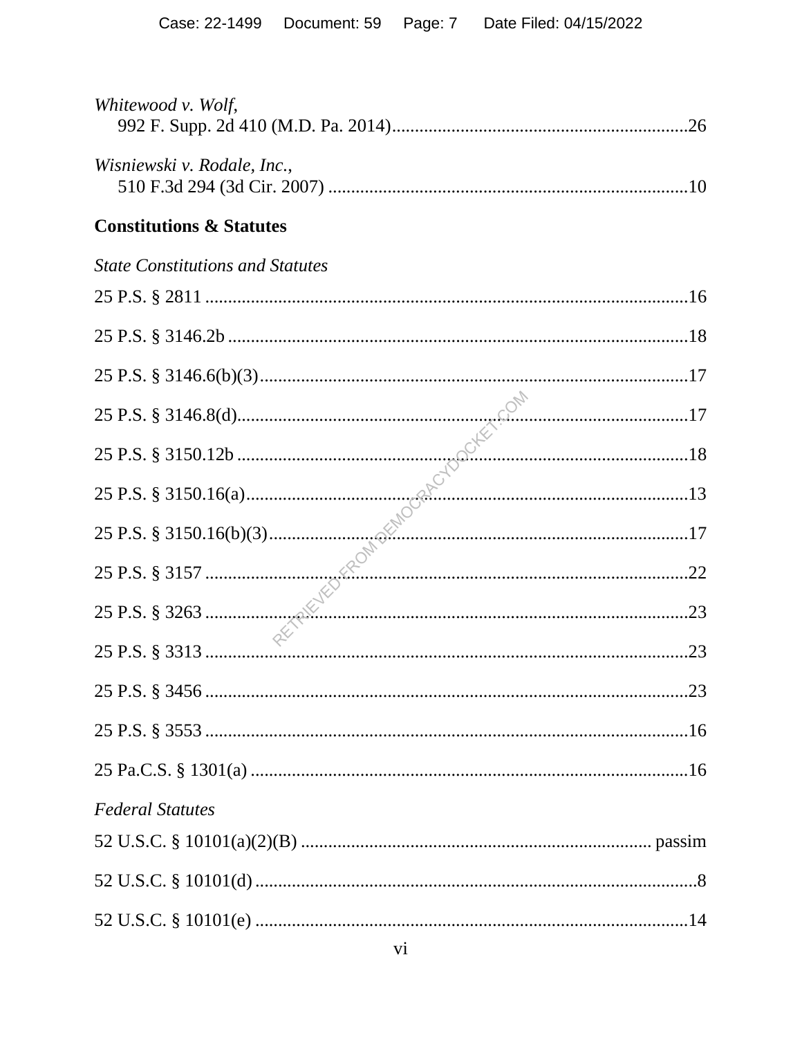*Whitewood v. Wolf*,
992 F. Supp. 2d 410 (M.D. Pa. 2014)................................................................26

*Wisniewski v. Rodale, Inc.*,
510 F.3d 294 (3d Cir. 2007) ..............................................................................10

**Constitutions & Statutes**

*State Constitutions and Statutes*

25 P.S. § 2811 .........................................................................................................16

25 P.S. § 3146.2b ....................................................................................................18

25 P.S. § 3146.6(b)(3).............................................................................................17

25 P.S. § 3146.8(d)..................................................................................................17

25 P.S. § 3150.12b ..................................................................................................18

25 P.S. § 3150.16(a)................................................................................................13

25 P.S. § 3150.16(b)(3)...........................................................................................17

25 P.S. § 3157 .........................................................................................................22

25 P.S. § 3263 .........................................................................................................23

25 P.S. § 3313 .........................................................................................................23

25 P.S. § 3456 .........................................................................................................23

25 P.S. § 3553 .........................................................................................................16

25 Pa.C.S. § 1301(a) ...............................................................................................16

*Federal Statutes*

52 U.S.C. § 10101(a)(2)(B) ....................................................................... passim

52 U.S.C. § 10101(d) ................................................................................................8

52 U.S.C. § 10101(e) ..............................................................................................14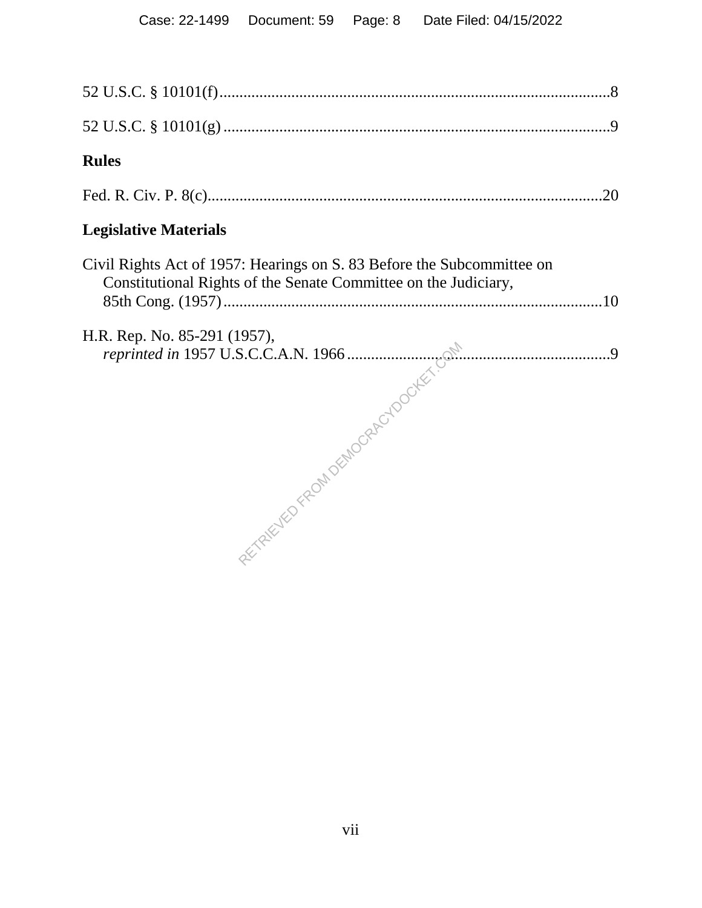52 U.S.C. § 10101(f)..................................................................................................8

52 U.S.C. § 10101(g)..................................................................................................9

**Rules**

Fed. R. Civ. P. 8(c)..................................................................................................20

**Legislative Materials**

Civil Rights Act of 1957: Hearings on S. 83 Before the Subcommittee on Constitutional Rights of the Senate Committee on the Judiciary, 85th Cong. (1957)..................................................................................................10

H.R. Rep. No. 85-291 (1957), *reprinted in* 1957 U.S.C.C.A.N. 1966..................................................................9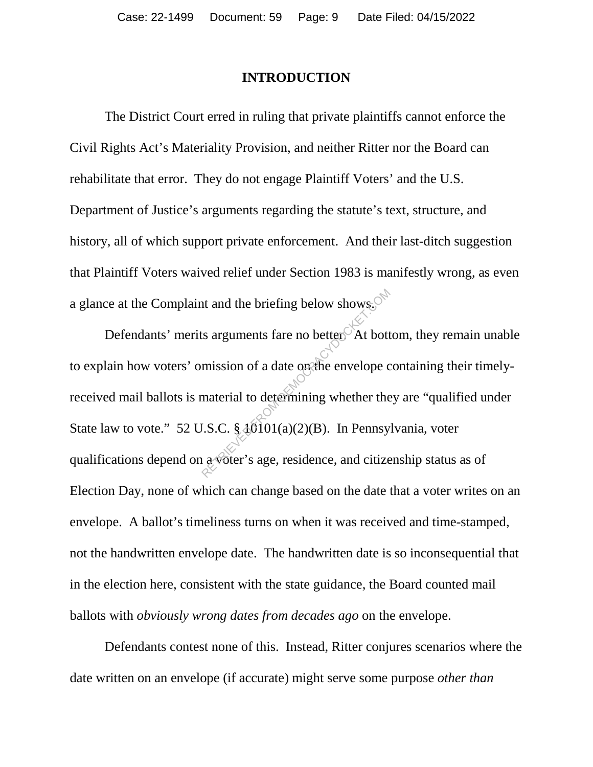## INTRODUCTION

The District Court erred in ruling that private plaintiffs cannot enforce the Civil Rights Act's Materiality Provision, and neither Ritter nor the Board can rehabilitate that error. They do not engage Plaintiff Voters' and the U.S. Department of Justice's arguments regarding the statute's text, structure, and history, all of which support private enforcement. And their last-ditch suggestion that Plaintiff Voters waived relief under Section 1983 is manifestly wrong, as even a glance at the Complaint and the briefing below shows.

Defendants' merits arguments fare no better. At bottom, they remain unable to explain how voters' omission of a date on the envelope containing their timely-received mail ballots is material to determining whether they are "qualified under State law to vote." 52 U.S.C. § 10101(a)(2)(B). In Pennsylvania, voter qualifications depend on a voter's age, residence, and citizenship status as of Election Day, none of which can change based on the date that a voter writes on an envelope. A ballot's timeliness turns on when it was received and time-stamped, not the handwritten envelope date. The handwritten date is so inconsequential that in the election here, consistent with the state guidance, the Board counted mail ballots with *obviously wrong dates from decades ago* on the envelope.

Defendants contest none of this. Instead, Ritter conjures scenarios where the date written on an envelope (if accurate) might serve some purpose *other than*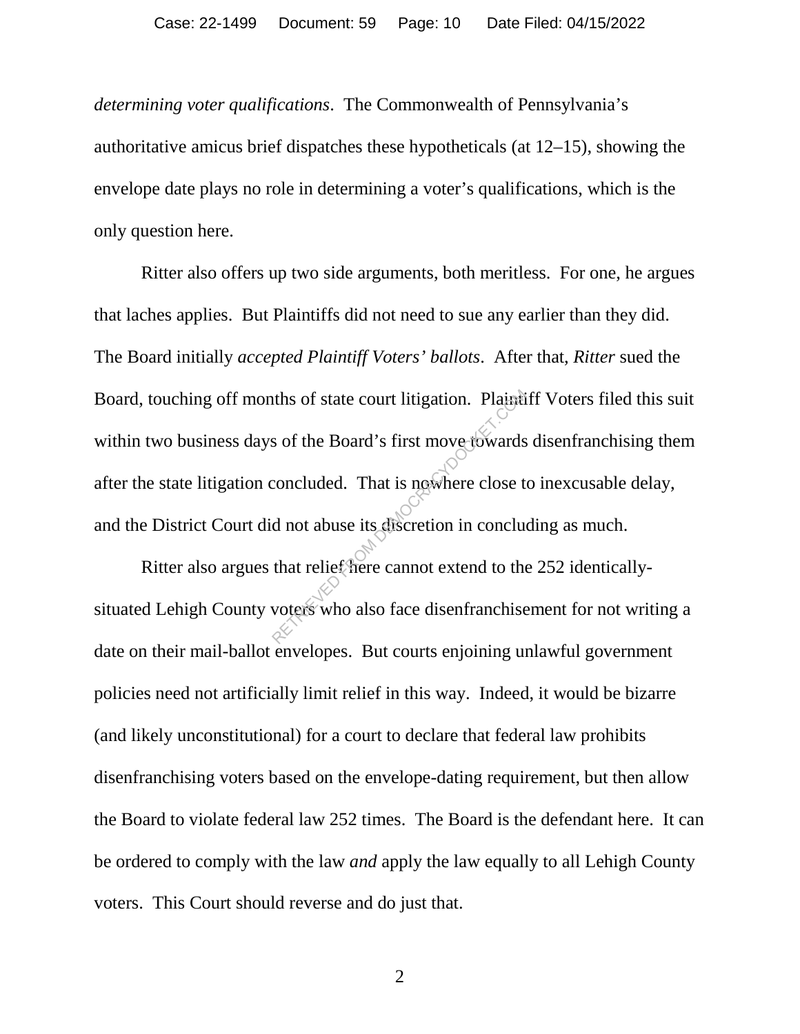*determining voter qualifications*. The Commonwealth of Pennsylvania's authoritative amicus brief dispatches these hypotheticals (at 12–15), showing the envelope date plays no role in determining a voter's qualifications, which is the only question here.

Ritter also offers up two side arguments, both meritless. For one, he argues that laches applies. But Plaintiffs did not need to sue any earlier than they did. The Board initially *accepted Plaintiff Voters' ballots*. After that, *Ritter* sued the Board, touching off months of state court litigation. Plaintiff Voters filed this suit within two business days of the Board's first move towards disenfranchising them after the state litigation concluded. That is nowhere close to inexcusable delay, and the District Court did not abuse its discretion in concluding as much.

Ritter also argues that relief here cannot extend to the 252 identically-situated Lehigh County voters who also face disenfranchisement for not writing a date on their mail-ballot envelopes. But courts enjoining unlawful government policies need not artificially limit relief in this way. Indeed, it would be bizarre (and likely unconstitutional) for a court to declare that federal law prohibits disenfranchising voters based on the envelope-dating requirement, but then allow the Board to violate federal law 252 times. The Board is the defendant here. It can be ordered to comply with the law *and* apply the law equally to all Lehigh County voters. This Court should reverse and do just that.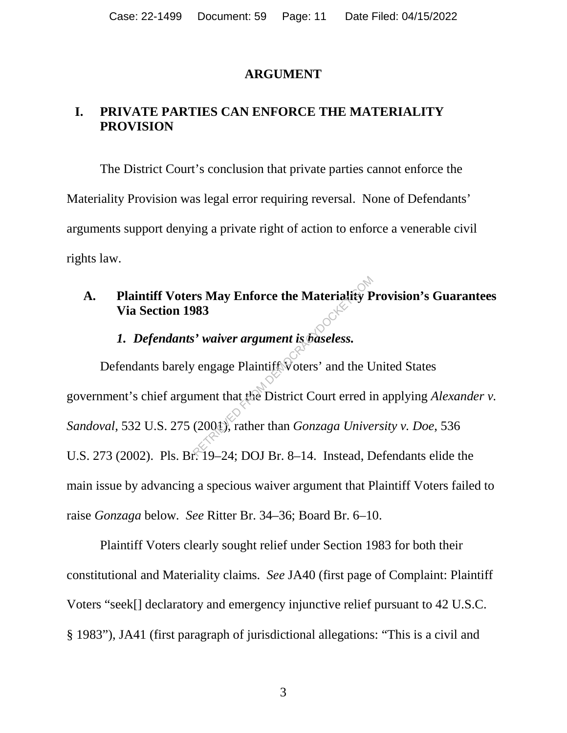# ARGUMENT

## I. PRIVATE PARTIES CAN ENFORCE THE MATERIALITY PROVISION

The District Court's conclusion that private parties cannot enforce the Materiality Provision was legal error requiring reversal. None of Defendants' arguments support denying a private right of action to enforce a venerable civil rights law.

### A. Plaintiff Voters May Enforce the Materiality Provision's Guarantees Via Section 1983

#### *1. Defendants' waiver argument is baseless.*

Defendants barely engage Plaintiff Voters' and the United States government's chief argument that the District Court erred in applying *Alexander v. Sandoval*, 532 U.S. 275 (2001), rather than *Gonzaga University v. Doe*, 536 U.S. 273 (2002). Pls. Br. 19–24; DOJ Br. 8–14. Instead, Defendants elide the main issue by advancing a specious waiver argument that Plaintiff Voters failed to raise *Gonzaga* below. *See* Ritter Br. 34–36; Board Br. 6–10.

Plaintiff Voters clearly sought relief under Section 1983 for both their constitutional and Materiality claims. *See* JA40 (first page of Complaint: Plaintiff Voters "seek[] declaratory and emergency injunctive relief pursuant to 42 U.S.C. § 1983"), JA41 (first paragraph of jurisdictional allegations: "This is a civil and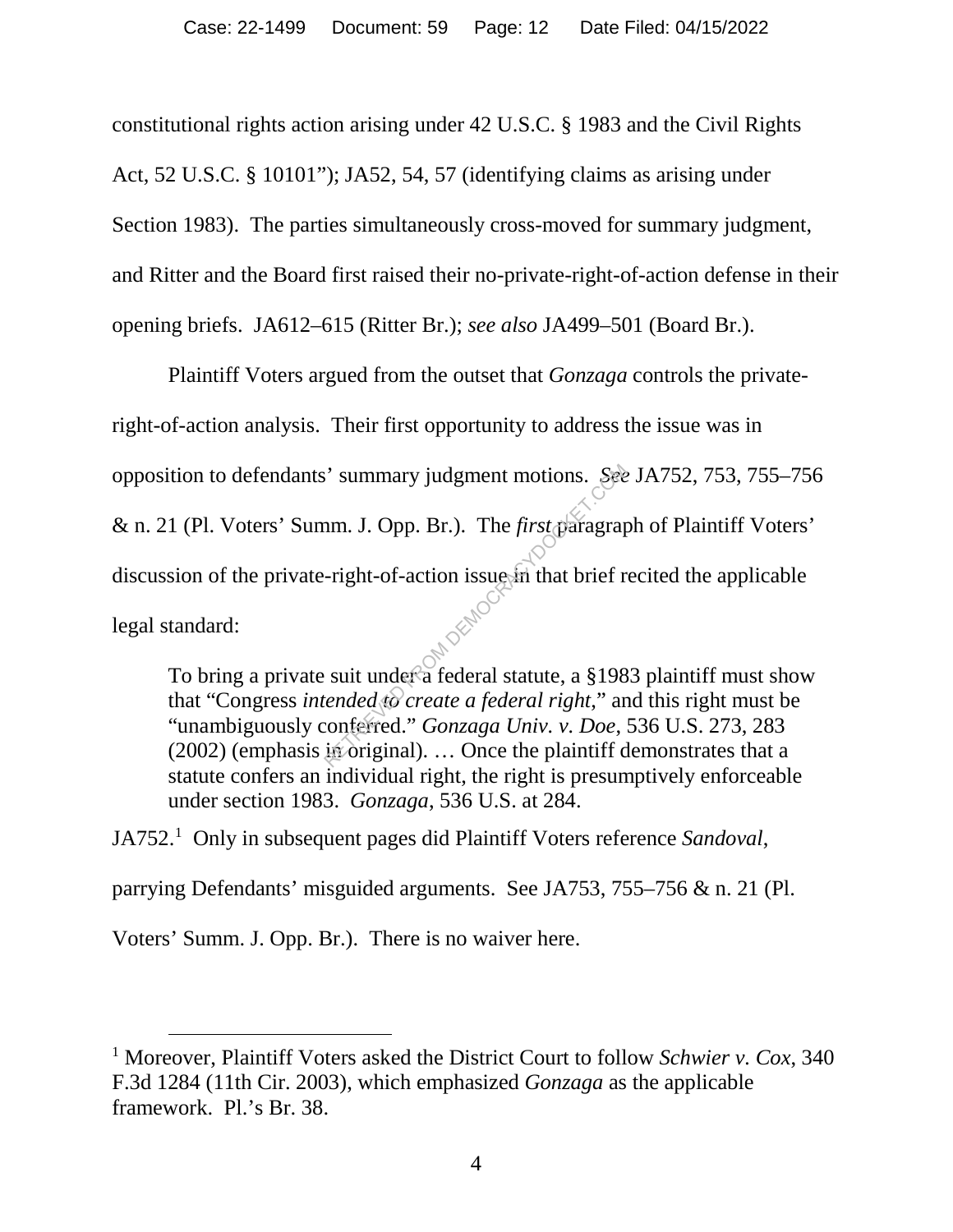constitutional rights action arising under 42 U.S.C. § 1983 and the Civil Rights Act, 52 U.S.C. § 10101"); JA52, 54, 57 (identifying claims as arising under Section 1983). The parties simultaneously cross-moved for summary judgment, and Ritter and the Board first raised their no-private-right-of-action defense in their opening briefs. JA612–615 (Ritter Br.); *see also* JA499–501 (Board Br.).

Plaintiff Voters argued from the outset that *Gonzaga* controls the private-right-of-action analysis. Their first opportunity to address the issue was in opposition to defendants' summary judgment motions. *See* JA752, 753, 755–756 & n. 21 (Pl. Voters' Summ. J. Opp. Br.). The *first* paragraph of Plaintiff Voters' discussion of the private-right-of-action issue in that brief recited the applicable legal standard:

> To bring a private suit under a federal statute, a §1983 plaintiff must show that "Congress *intended to create a federal right*," and this right must be "unambiguously conferred." *Gonzaga Univ. v. Doe*, 536 U.S. 273, 283 (2002) (emphasis in original). … Once the plaintiff demonstrates that a statute confers an individual right, the right is presumptively enforceable under section 1983. *Gonzaga*, 536 U.S. at 284.

JA752.[1] Only in subsequent pages did Plaintiff Voters reference *Sandoval*, parrying Defendants' misguided arguments. See JA753, 755–756 & n. 21 (Pl. Voters' Summ. J. Opp. Br.). There is no waiver here.

[1] Moreover, Plaintiff Voters asked the District Court to follow *Schwier v. Cox*, 340 F.3d 1284 (11th Cir. 2003), which emphasized *Gonzaga* as the applicable framework. Pl.'s Br. 38.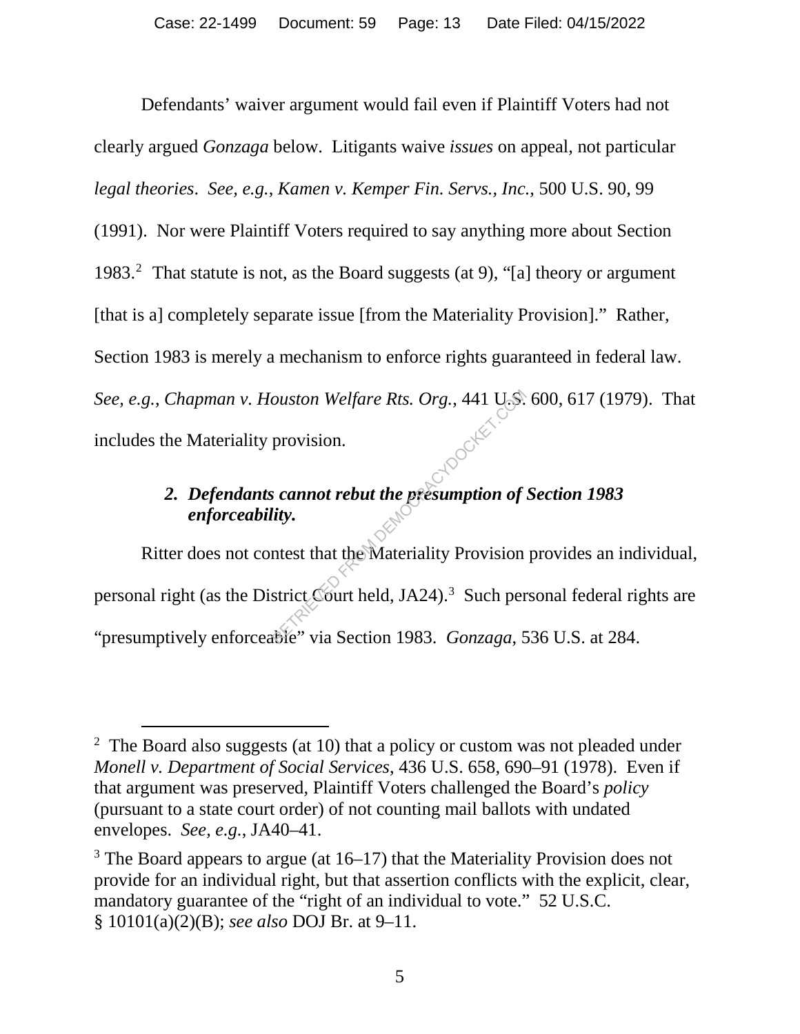Defendants' waiver argument would fail even if Plaintiff Voters had not clearly argued *Gonzaga* below. Litigants waive *issues* on appeal, not particular *legal theories*. *See, e.g.*, *Kamen v. Kemper Fin. Servs., Inc.*, 500 U.S. 90, 99 (1991). Nor were Plaintiff Voters required to say anything more about Section 1983.[2] That statute is not, as the Board suggests (at 9), "[a] theory or argument [that is a] completely separate issue [from the Materiality Provision]." Rather, Section 1983 is merely a mechanism to enforce rights guaranteed in federal law. *See, e.g.*, *Chapman v. Houston Welfare Rts. Org.*, 441 U.S. 600, 617 (1979). That includes the Materiality provision.

### 2. *Defendants cannot rebut the presumption of Section 1983 enforceability.*

Ritter does not contest that the Materiality Provision provides an individual, personal right (as the District Court held, JA24).[3] Such personal federal rights are "presumptively enforceable" via Section 1983. *Gonzaga*, 536 U.S. at 284.

---

[2] The Board also suggests (at 10) that a policy or custom was not pleaded under *Monell v. Department of Social Services*, 436 U.S. 658, 690–91 (1978). Even if that argument was preserved, Plaintiff Voters challenged the Board's *policy* (pursuant to a state court order) of not counting mail ballots with undated envelopes. *See, e.g.*, JA40–41.

[3] The Board appears to argue (at 16–17) that the Materiality Provision does not provide for an individual right, but that assertion conflicts with the explicit, clear, mandatory guarantee of the "right of an individual to vote." 52 U.S.C. § 10101(a)(2)(B); *see also* DOJ Br. at 9–11.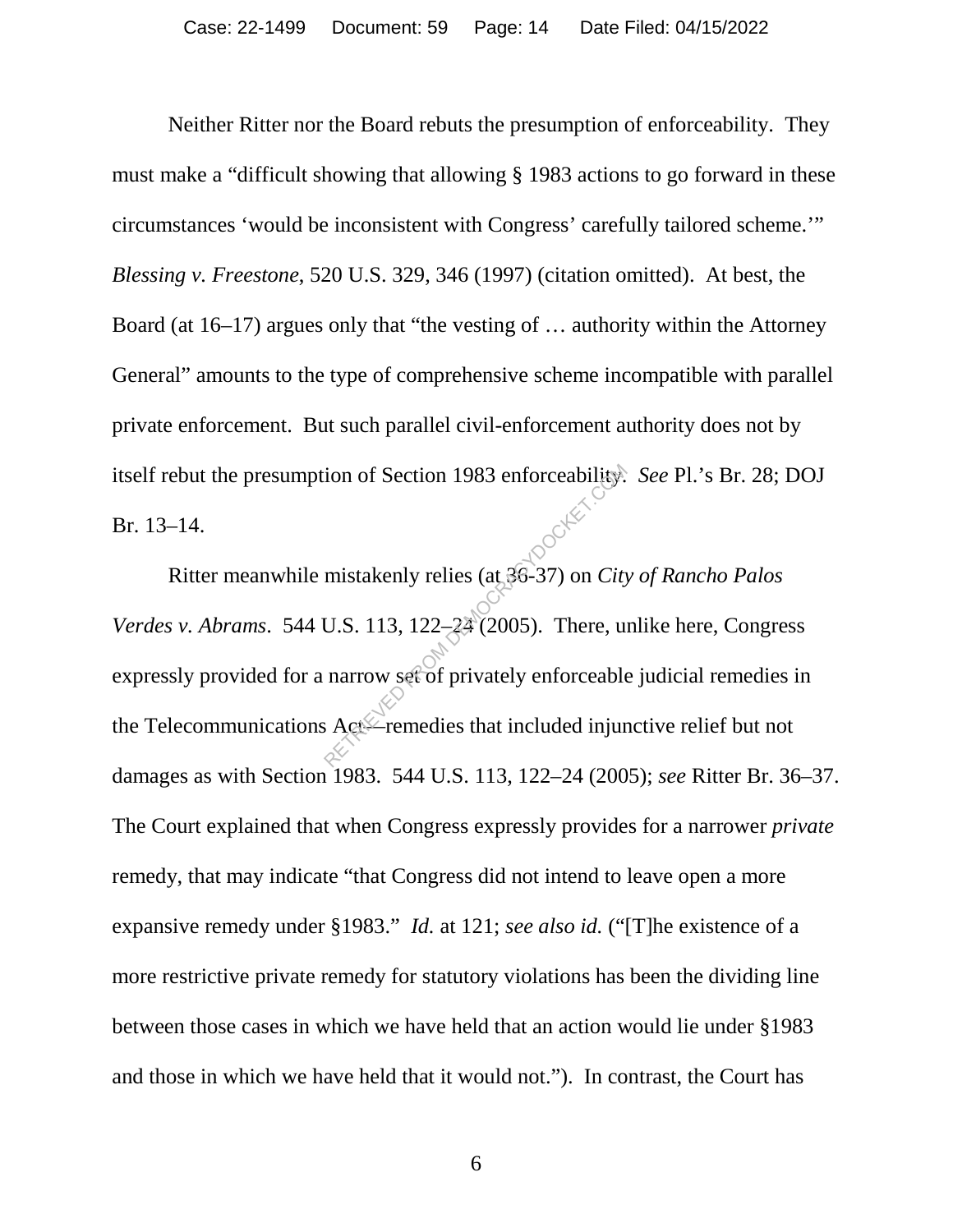Neither Ritter nor the Board rebuts the presumption of enforceability. They must make a "difficult showing that allowing § 1983 actions to go forward in these circumstances 'would be inconsistent with Congress' carefully tailored scheme.'" *Blessing v. Freestone*, 520 U.S. 329, 346 (1997) (citation omitted). At best, the Board (at 16–17) argues only that "the vesting of … authority within the Attorney General" amounts to the type of comprehensive scheme incompatible with parallel private enforcement. But such parallel civil-enforcement authority does not by itself rebut the presumption of Section 1983 enforceability. *See* Pl.'s Br. 28; DOJ Br. 13–14.

Ritter meanwhile mistakenly relies (at 36-37) on *City of Rancho Palos Verdes v. Abrams*. 544 U.S. 113, 122–24 (2005). There, unlike here, Congress expressly provided for a narrow set of privately enforceable judicial remedies in the Telecommunications Act—remedies that included injunctive relief but not damages as with Section 1983. 544 U.S. 113, 122–24 (2005); *see* Ritter Br. 36–37. The Court explained that when Congress expressly provides for a narrower *private* remedy, that may indicate "that Congress did not intend to leave open a more expansive remedy under §1983." *Id.* at 121; *see also id.* ("[T]he existence of a more restrictive private remedy for statutory violations has been the dividing line between those cases in which we have held that an action would lie under §1983 and those in which we have held that it would not."). In contrast, the Court has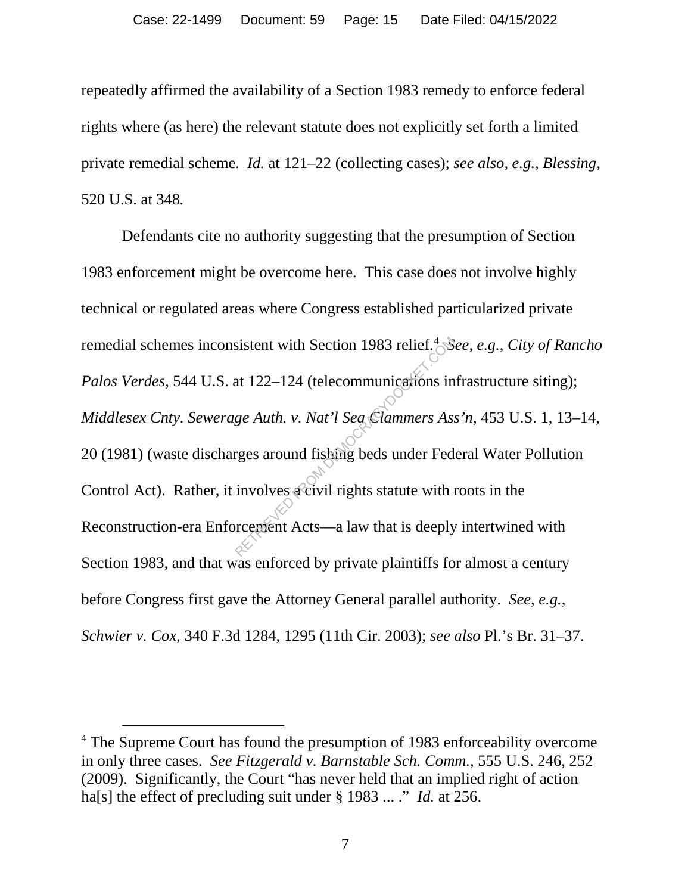repeatedly affirmed the availability of a Section 1983 remedy to enforce federal rights where (as here) the relevant statute does not explicitly set forth a limited private remedial scheme. *Id.* at 121–22 (collecting cases); *see also, e.g.*, *Blessing*, 520 U.S. at 348.

Defendants cite no authority suggesting that the presumption of Section 1983 enforcement might be overcome here. This case does not involve highly technical or regulated areas where Congress established particularized private remedial schemes inconsistent with Section 1983 relief.[4] *See, e.g.*, *City of Rancho Palos Verdes*, 544 U.S. at 122–124 (telecommunications infrastructure siting); *Middlesex Cnty. Sewerage Auth. v. Nat'l Sea Clammers Ass'n*, 453 U.S. 1, 13–14, 20 (1981) (waste discharges around fishing beds under Federal Water Pollution Control Act). Rather, it involves a civil rights statute with roots in the Reconstruction-era Enforcement Acts—a law that is deeply intertwined with Section 1983, and that was enforced by private plaintiffs for almost a century before Congress first gave the Attorney General parallel authority. *See, e.g.*, *Schwier v. Cox*, 340 F.3d 1284, 1295 (11th Cir. 2003); *see also* Pl.'s Br. 31–37.

[4] The Supreme Court has found the presumption of 1983 enforceability overcome in only three cases. *See Fitzgerald v. Barnstable Sch. Comm.*, 555 U.S. 246, 252 (2009). Significantly, the Court "has never held that an implied right of action ha[s] the effect of precluding suit under § 1983 ... ." *Id.* at 256.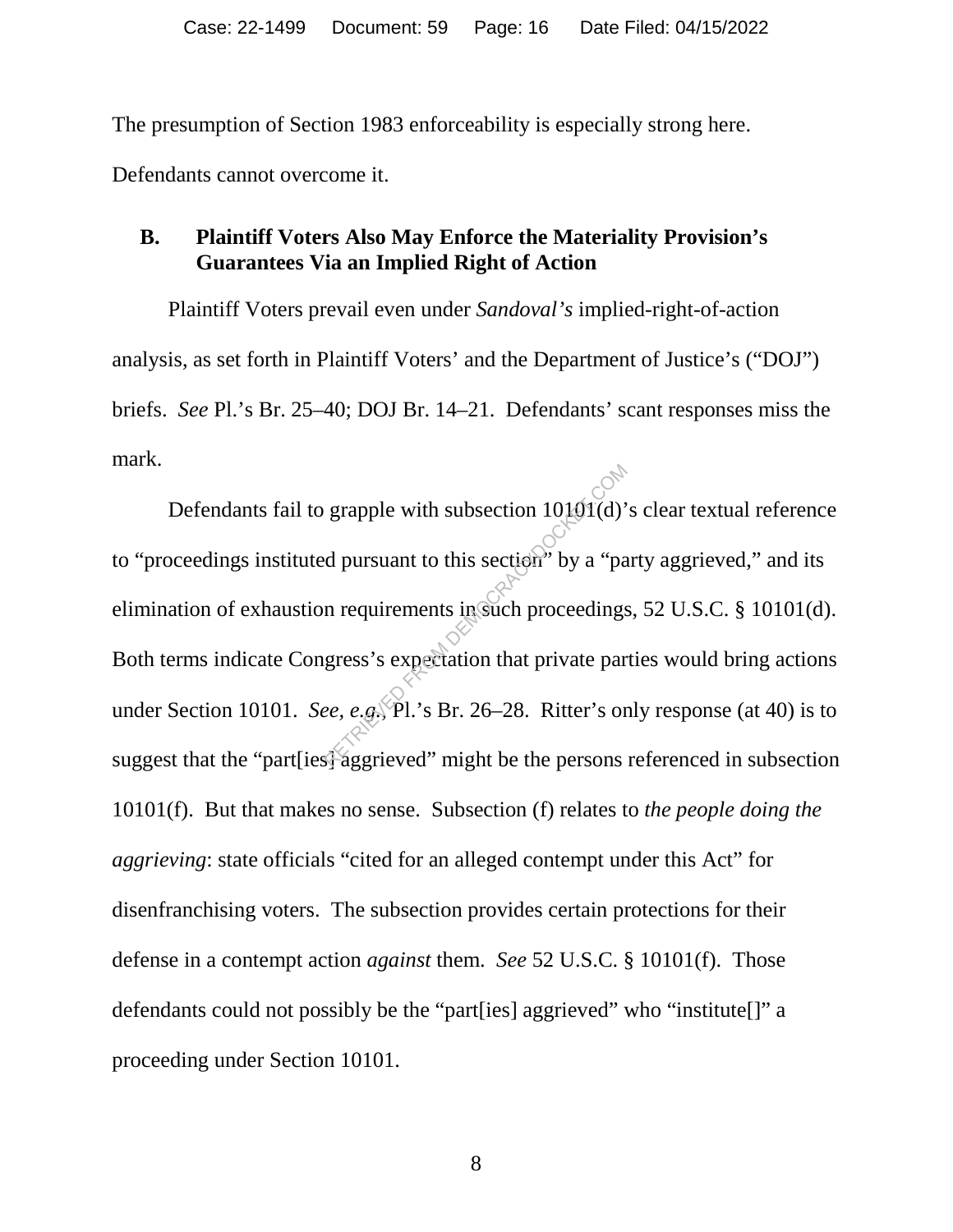The presumption of Section 1983 enforceability is especially strong here. Defendants cannot overcome it.

### B. Plaintiff Voters Also May Enforce the Materiality Provision's Guarantees Via an Implied Right of Action

Plaintiff Voters prevail even under *Sandoval's* implied-right-of-action analysis, as set forth in Plaintiff Voters' and the Department of Justice's ("DOJ") briefs. *See* Pl.'s Br. 25–40; DOJ Br. 14–21. Defendants' scant responses miss the mark.

Defendants fail to grapple with subsection 10101(d)'s clear textual reference to "proceedings instituted pursuant to this section" by a "party aggrieved," and its elimination of exhaustion requirements in such proceedings, 52 U.S.C. § 10101(d). Both terms indicate Congress's expectation that private parties would bring actions under Section 10101. *See, e.g.*, Pl.'s Br. 26–28. Ritter's only response (at 40) is to suggest that the "part[ies] aggrieved" might be the persons referenced in subsection 10101(f). But that makes no sense. Subsection (f) relates to *the people doing the aggrieving*: state officials "cited for an alleged contempt under this Act" for disenfranchising voters. The subsection provides certain protections for their defense in a contempt action *against* them. *See* 52 U.S.C. § 10101(f). Those defendants could not possibly be the "part[ies] aggrieved" who "institute[]" a proceeding under Section 10101.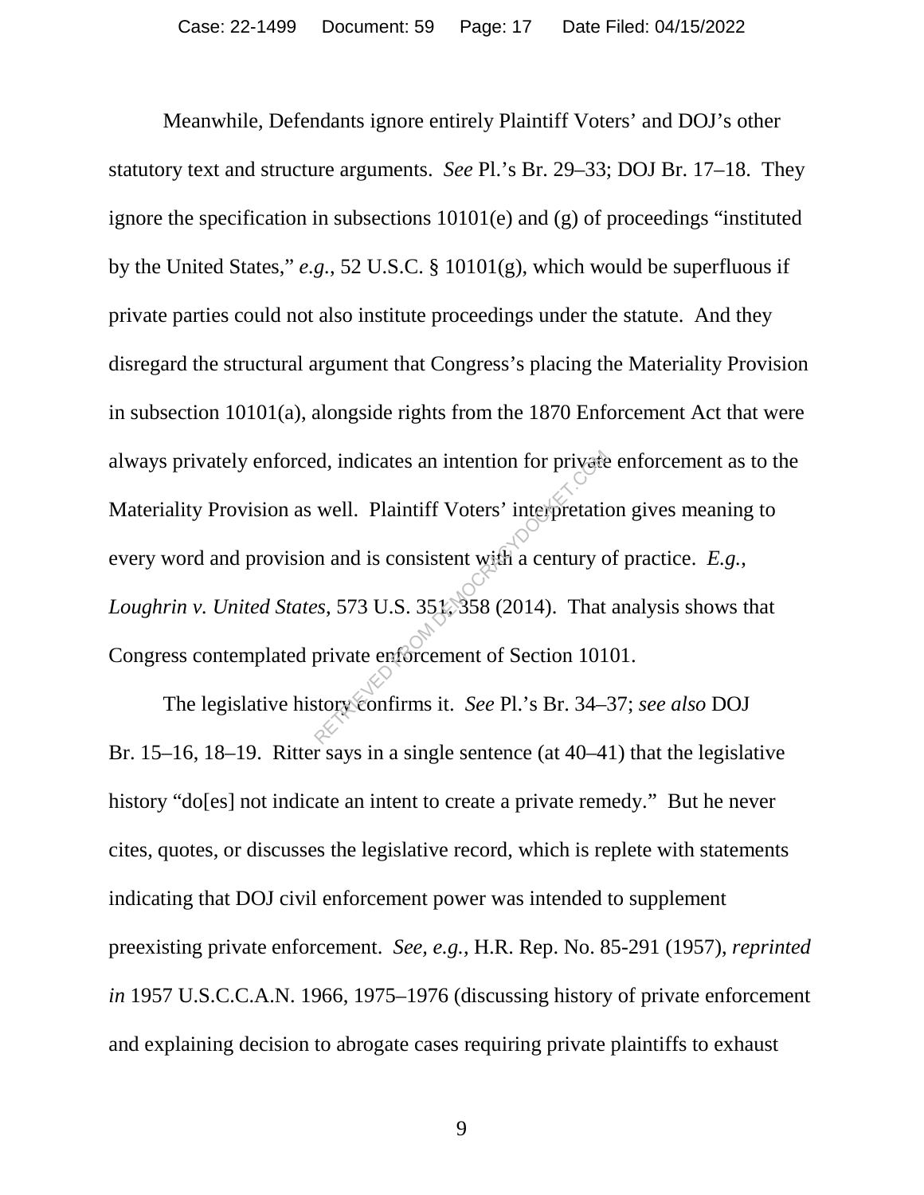Meanwhile, Defendants ignore entirely Plaintiff Voters' and DOJ's other statutory text and structure arguments. *See* Pl.'s Br. 29–33; DOJ Br. 17–18. They ignore the specification in subsections 10101(e) and (g) of proceedings "instituted by the United States," *e.g.*, 52 U.S.C. § 10101(g), which would be superfluous if private parties could not also institute proceedings under the statute. And they disregard the structural argument that Congress's placing the Materiality Provision in subsection 10101(a), alongside rights from the 1870 Enforcement Act that were always privately enforced, indicates an intention for private enforcement as to the Materiality Provision as well. Plaintiff Voters' interpretation gives meaning to every word and provision and is consistent with a century of practice. *E.g.*, *Loughrin v. United States*, 573 U.S. 351, 358 (2014). That analysis shows that Congress contemplated private enforcement of Section 10101.

The legislative history confirms it. *See* Pl.'s Br. 34–37; *see also* DOJ Br. 15–16, 18–19. Ritter says in a single sentence (at 40–41) that the legislative history "do[es] not indicate an intent to create a private remedy." But he never cites, quotes, or discusses the legislative record, which is replete with statements indicating that DOJ civil enforcement power was intended to supplement preexisting private enforcement. *See, e.g.*, H.R. Rep. No. 85-291 (1957), *reprinted in* 1957 U.S.C.C.A.N. 1966, 1975–1976 (discussing history of private enforcement and explaining decision to abrogate cases requiring private plaintiffs to exhaust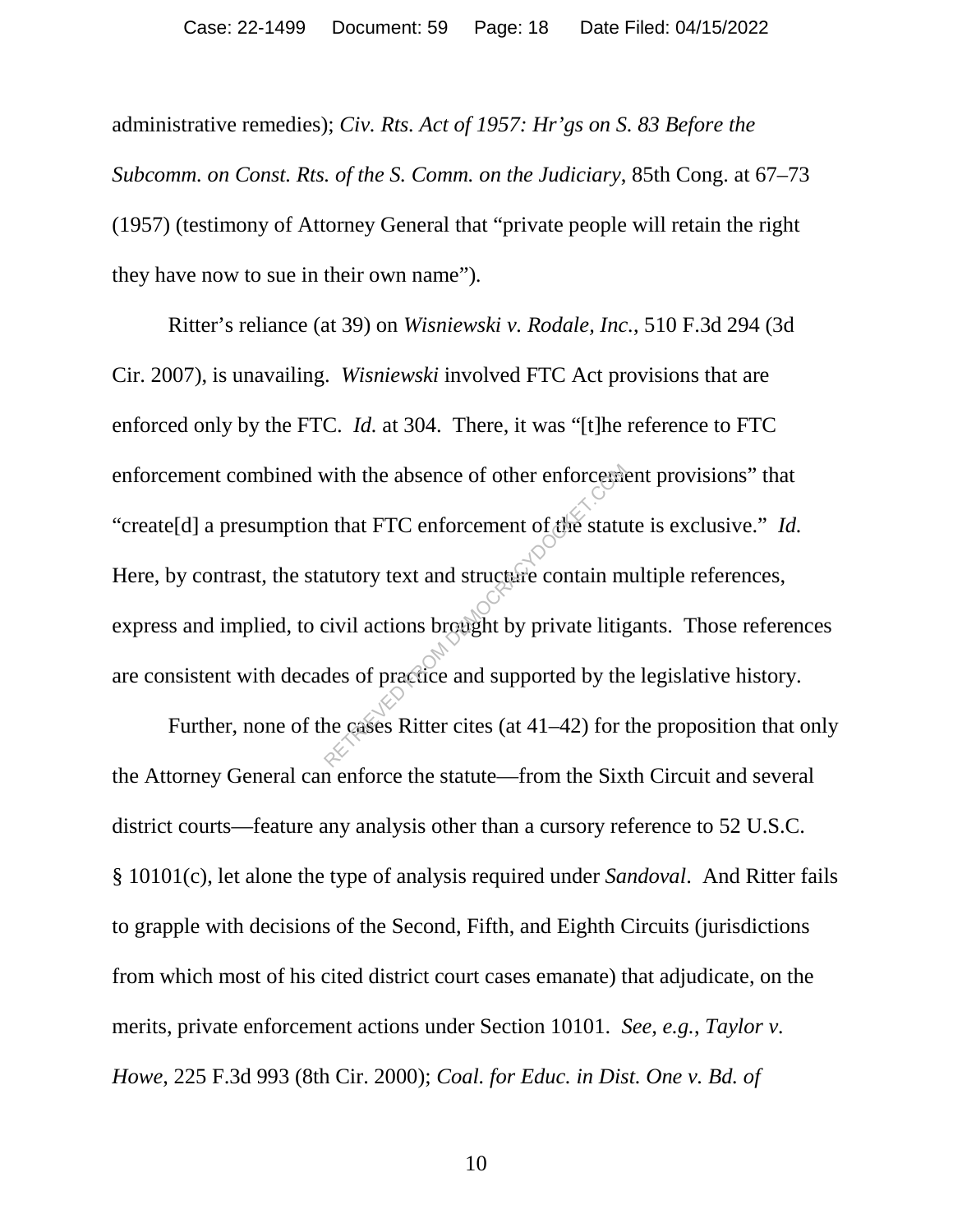administrative remedies); *Civ. Rts. Act of 1957: Hr'gs on S. 83 Before the Subcomm. on Const. Rts. of the S. Comm. on the Judiciary*, 85th Cong. at 67–73 (1957) (testimony of Attorney General that "private people will retain the right they have now to sue in their own name").

Ritter's reliance (at 39) on *Wisniewski v. Rodale, Inc.*, 510 F.3d 294 (3d Cir. 2007), is unavailing. *Wisniewski* involved FTC Act provisions that are enforced only by the FTC. *Id.* at 304. There, it was "[t]he reference to FTC enforcement combined with the absence of other enforcement provisions" that "create[d] a presumption that FTC enforcement of the statute is exclusive." *Id.* Here, by contrast, the statutory text and structure contain multiple references, express and implied, to civil actions brought by private litigants. Those references are consistent with decades of practice and supported by the legislative history.

Further, none of the cases Ritter cites (at 41–42) for the proposition that only the Attorney General can enforce the statute—from the Sixth Circuit and several district courts—feature any analysis other than a cursory reference to 52 U.S.C. § 10101(c), let alone the type of analysis required under *Sandoval*. And Ritter fails to grapple with decisions of the Second, Fifth, and Eighth Circuits (jurisdictions from which most of his cited district court cases emanate) that adjudicate, on the merits, private enforcement actions under Section 10101. *See, e.g.*, *Taylor v. Howe*, 225 F.3d 993 (8th Cir. 2000); *Coal. for Educ. in Dist. One v. Bd. of*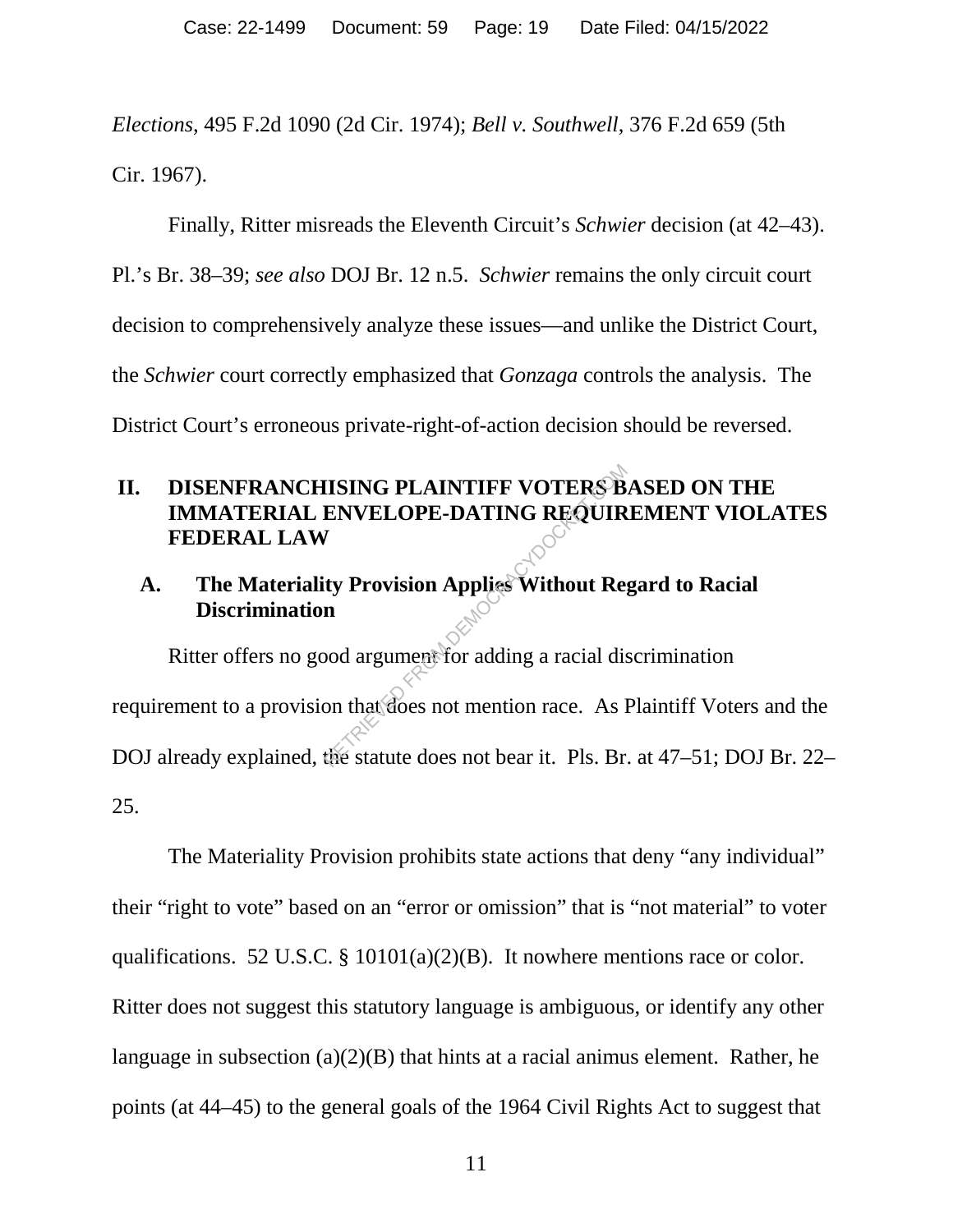*Elections*, 495 F.2d 1090 (2d Cir. 1974); *Bell v. Southwell*, 376 F.2d 659 (5th Cir. 1967).

Finally, Ritter misreads the Eleventh Circuit's *Schwier* decision (at 42–43). Pl.'s Br. 38–39; *see also* DOJ Br. 12 n.5. *Schwier* remains the only circuit court decision to comprehensively analyze these issues—and unlike the District Court, the *Schwier* court correctly emphasized that *Gonzaga* controls the analysis. The District Court's erroneous private-right-of-action decision should be reversed.

## II. DISENFRANCHISING PLAINTIFF VOTERS BASED ON THE IMMATERIAL ENVELOPE-DATING REQUIREMENT VIOLATES FEDERAL LAW

### A. The Materiality Provision Applies Without Regard to Racial Discrimination

Ritter offers no good argument for adding a racial discrimination requirement to a provision that does not mention race. As Plaintiff Voters and the DOJ already explained, the statute does not bear it. Pls. Br. at 47–51; DOJ Br. 22–25.

The Materiality Provision prohibits state actions that deny "any individual" their "right to vote" based on an "error or omission" that is "not material" to voter qualifications. 52 U.S.C. § 10101(a)(2)(B). It nowhere mentions race or color. Ritter does not suggest this statutory language is ambiguous, or identify any other language in subsection (a)(2)(B) that hints at a racial animus element. Rather, he points (at 44–45) to the general goals of the 1964 Civil Rights Act to suggest that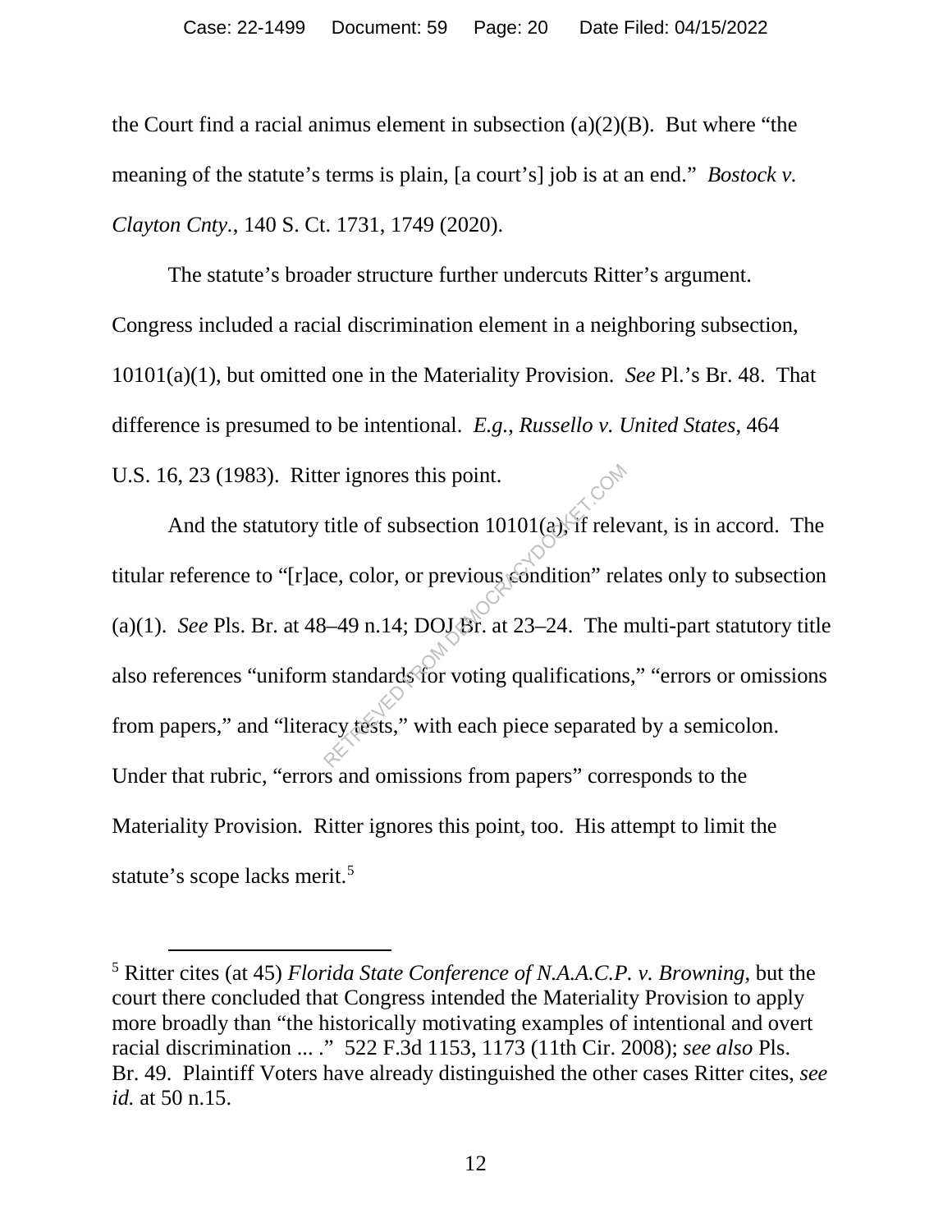the Court find a racial animus element in subsection (a)(2)(B). But where "the meaning of the statute's terms is plain, [a court's] job is at an end." *Bostock v. Clayton Cnty.*, 140 S. Ct. 1731, 1749 (2020).

The statute's broader structure further undercuts Ritter's argument. Congress included a racial discrimination element in a neighboring subsection, 10101(a)(1), but omitted one in the Materiality Provision. *See* Pl.'s Br. 48. That difference is presumed to be intentional. *E.g.*, *Russello v. United States*, 464 U.S. 16, 23 (1983). Ritter ignores this point.

And the statutory title of subsection 10101(a), if relevant, is in accord. The titular reference to "[r]ace, color, or previous condition" relates only to subsection (a)(1). *See* Pls. Br. at 48–49 n.14; DOJ Br. at 23–24. The multi-part statutory title also references "uniform standards for voting qualifications," "errors or omissions from papers," and "literacy tests," with each piece separated by a semicolon. Under that rubric, "errors and omissions from papers" corresponds to the Materiality Provision. Ritter ignores this point, too. His attempt to limit the statute's scope lacks merit.[5]

[5] Ritter cites (at 45) *Florida State Conference of N.A.A.C.P. v. Browning*, but the court there concluded that Congress intended the Materiality Provision to apply more broadly than "the historically motivating examples of intentional and overt racial discrimination ... ." 522 F.3d 1153, 1173 (11th Cir. 2008); *see also* Pls. Br. 49. Plaintiff Voters have already distinguished the other cases Ritter cites, *see id.* at 50 n.15.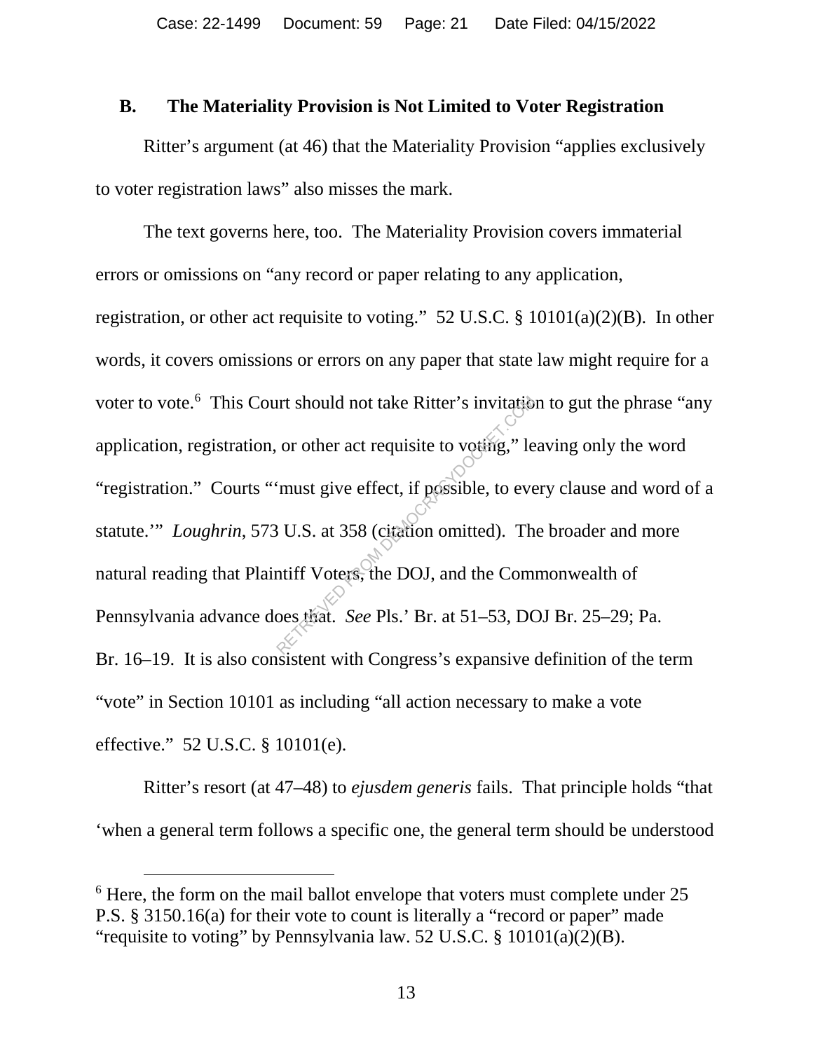## B. The Materiality Provision is Not Limited to Voter Registration

Ritter's argument (at 46) that the Materiality Provision "applies exclusively to voter registration laws" also misses the mark.

The text governs here, too. The Materiality Provision covers immaterial errors or omissions on "any record or paper relating to any application, registration, or other act requisite to voting." 52 U.S.C. § 10101(a)(2)(B). In other words, it covers omissions or errors on any paper that state law might require for a voter to vote.[6] This Court should not take Ritter's invitation to gut the phrase "any application, registration, or other act requisite to voting," leaving only the word "registration." Courts "'must give effect, if possible, to every clause and word of a statute.'" *Loughrin*, 573 U.S. at 358 (citation omitted). The broader and more natural reading that Plaintiff Voters, the DOJ, and the Commonwealth of Pennsylvania advance does that. *See* Pls.' Br. at 51–53, DOJ Br. 25–29; Pa. Br. 16–19. It is also consistent with Congress's expansive definition of the term "vote" in Section 10101 as including "all action necessary to make a vote effective." 52 U.S.C. § 10101(e).

Ritter's resort (at 47–48) to *ejusdem generis* fails. That principle holds "that 'when a general term follows a specific one, the general term should be understood

[6] Here, the form on the mail ballot envelope that voters must complete under 25 P.S. § 3150.16(a) for their vote to count is literally a "record or paper" made "requisite to voting" by Pennsylvania law. 52 U.S.C. § 10101(a)(2)(B).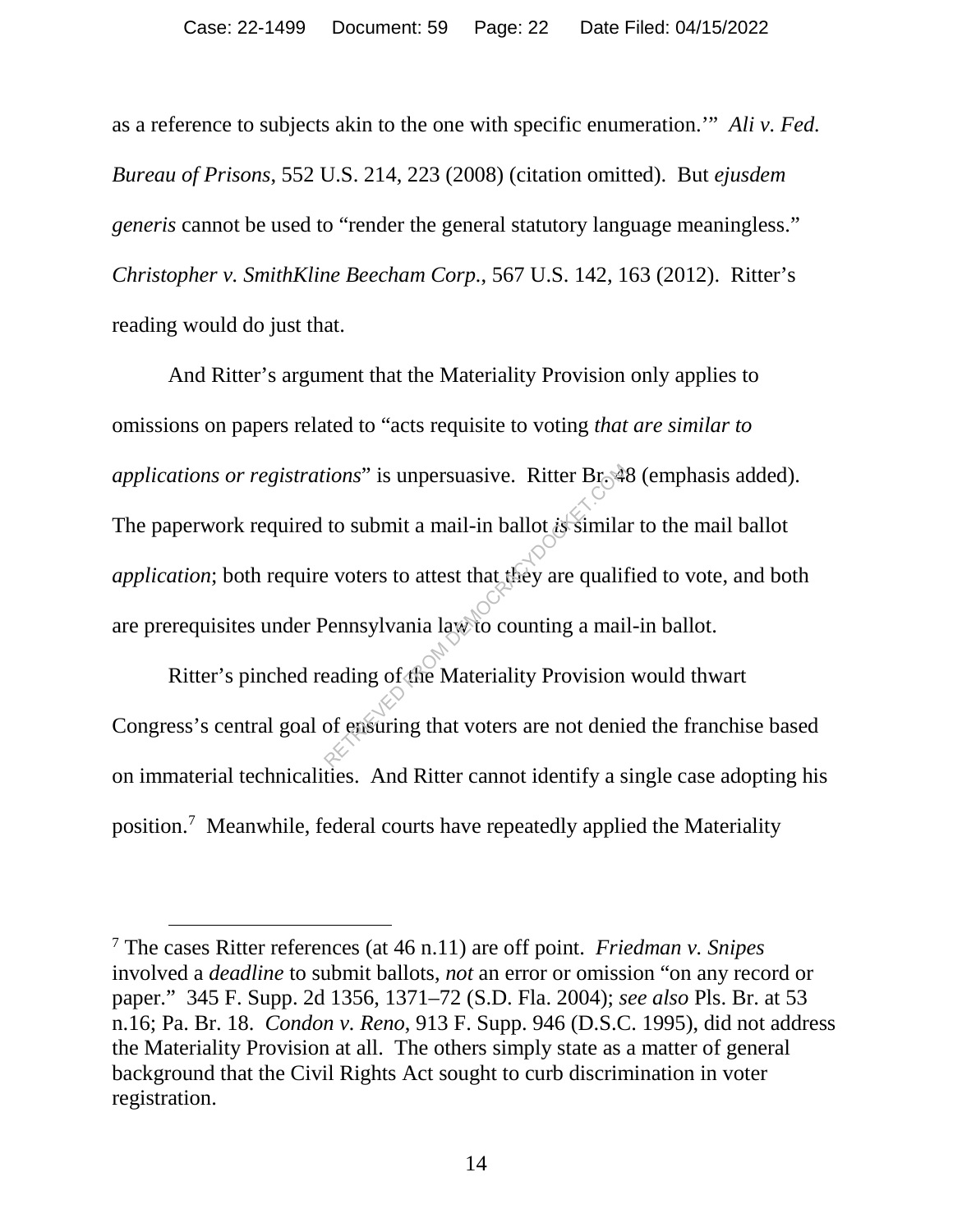as a reference to subjects akin to the one with specific enumeration.'" *Ali v. Fed. Bureau of Prisons*, 552 U.S. 214, 223 (2008) (citation omitted). But *ejusdem generis* cannot be used to "render the general statutory language meaningless." *Christopher v. SmithKline Beecham Corp.*, 567 U.S. 142, 163 (2012). Ritter's reading would do just that.

And Ritter's argument that the Materiality Provision only applies to omissions on papers related to "acts requisite to voting *that are similar to applications or registrations*" is unpersuasive. Ritter Br. 48 (emphasis added). The paperwork required to submit a mail-in ballot *is* similar to the mail ballot *application*; both require voters to attest that they are qualified to vote, and both are prerequisites under Pennsylvania law to counting a mail-in ballot.

Ritter's pinched reading of the Materiality Provision would thwart Congress's central goal of ensuring that voters are not denied the franchise based on immaterial technicalities. And Ritter cannot identify a single case adopting his position.[7] Meanwhile, federal courts have repeatedly applied the Materiality

---

[7] The cases Ritter references (at 46 n.11) are off point. *Friedman v. Snipes* involved a *deadline* to submit ballots, *not* an error or omission "on any record or paper." 345 F. Supp. 2d 1356, 1371–72 (S.D. Fla. 2004); *see also* Pls. Br. at 53 n.16; Pa. Br. 18. *Condon v. Reno*, 913 F. Supp. 946 (D.S.C. 1995), did not address the Materiality Provision at all. The others simply state as a matter of general background that the Civil Rights Act sought to curb discrimination in voter registration.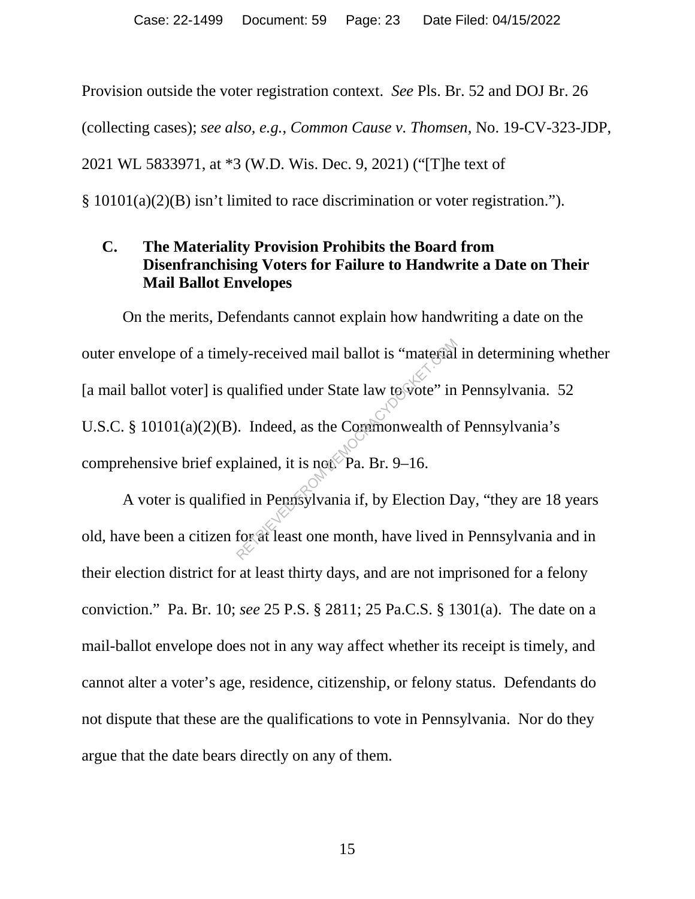Provision outside the voter registration context. *See* Pls. Br. 52 and DOJ Br. 26 (collecting cases); *see also, e.g.*, *Common Cause v. Thomsen*, No. 19-CV-323-JDP, 2021 WL 5833971, at *3 (W.D. Wis. Dec. 9, 2021) ("[T]he text of § 10101(a)(2)(B) isn't limited to race discrimination or voter registration.").

### C. The Materiality Provision Prohibits the Board from Disenfranchising Voters for Failure to Handwrite a Date on Their Mail Ballot Envelopes

On the merits, Defendants cannot explain how handwriting a date on the outer envelope of a timely-received mail ballot is "material in determining whether [a mail ballot voter] is qualified under State law to vote" in Pennsylvania. 52 U.S.C. § 10101(a)(2)(B). Indeed, as the Commonwealth of Pennsylvania's comprehensive brief explained, it is not. Pa. Br. 9–16.

A voter is qualified in Pennsylvania if, by Election Day, "they are 18 years old, have been a citizen for at least one month, have lived in Pennsylvania and in their election district for at least thirty days, and are not imprisoned for a felony conviction." Pa. Br. 10; *see* 25 P.S. § 2811; 25 Pa.C.S. § 1301(a). The date on a mail-ballot envelope does not in any way affect whether its receipt is timely, and cannot alter a voter's age, residence, citizenship, or felony status. Defendants do not dispute that these are the qualifications to vote in Pennsylvania. Nor do they argue that the date bears directly on any of them.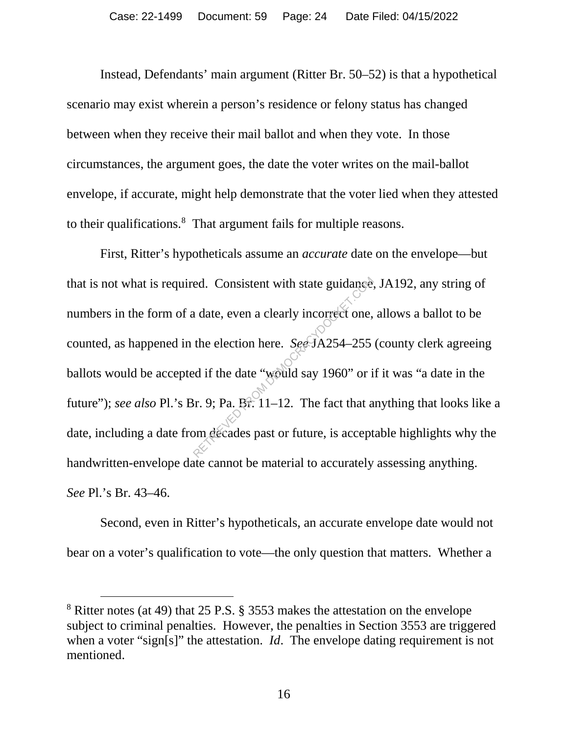Instead, Defendants' main argument (Ritter Br. 50–52) is that a hypothetical scenario may exist wherein a person's residence or felony status has changed between when they receive their mail ballot and when they vote. In those circumstances, the argument goes, the date the voter writes on the mail-ballot envelope, if accurate, might help demonstrate that the voter lied when they attested to their qualifications.[8] That argument fails for multiple reasons.

First, Ritter's hypotheticals assume an *accurate* date on the envelope—but that is not what is required. Consistent with state guidance, JA192, any string of numbers in the form of a date, even a clearly incorrect one, allows a ballot to be counted, as happened in the election here. *See* JA254–255 (county clerk agreeing ballots would be accepted if the date "would say 1960" or if it was "a date in the future"); *see also* Pl.'s Br. 9; Pa. Br. 11–12. The fact that anything that looks like a date, including a date from decades past or future, is acceptable highlights why the handwritten-envelope date cannot be material to accurately assessing anything. *See* Pl.'s Br. 43–46.

Second, even in Ritter's hypotheticals, an accurate envelope date would not bear on a voter's qualification to vote—the only question that matters. Whether a

---

[8] Ritter notes (at 49) that 25 P.S. § 3553 makes the attestation on the envelope subject to criminal penalties. However, the penalties in Section 3553 are triggered when a voter "sign[s]" the attestation. *Id*. The envelope dating requirement is not mentioned.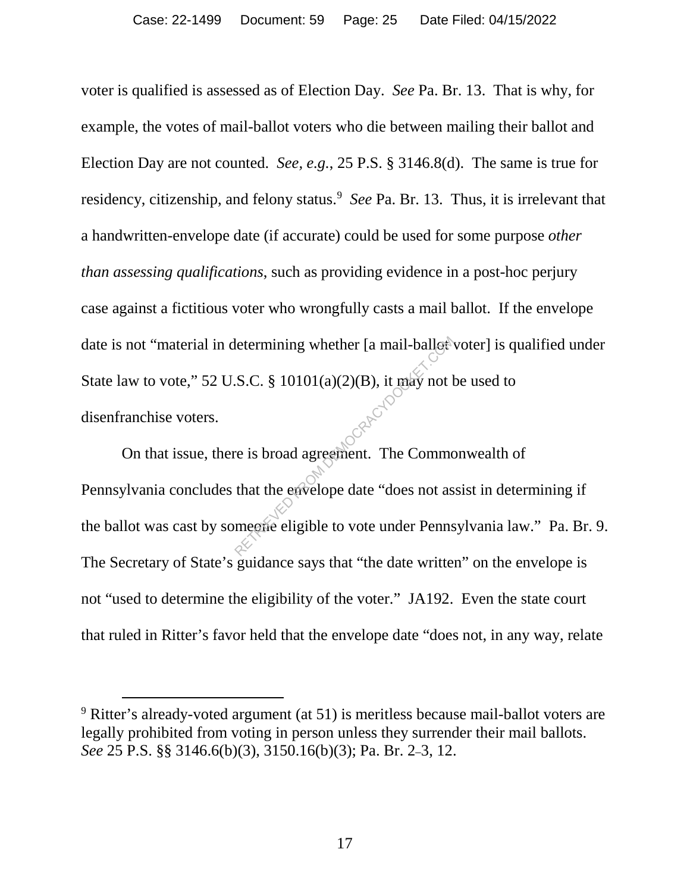voter is qualified is assessed as of Election Day. *See* Pa. Br. 13. That is why, for example, the votes of mail-ballot voters who die between mailing their ballot and Election Day are not counted. *See, e.g.*, 25 P.S. § 3146.8(d). The same is true for residency, citizenship, and felony status.[9] *See* Pa. Br. 13. Thus, it is irrelevant that a handwritten-envelope date (if accurate) could be used for some purpose *other than assessing qualifications*, such as providing evidence in a post-hoc perjury case against a fictitious voter who wrongfully casts a mail ballot. If the envelope date is not "material in determining whether [a mail-ballot voter] is qualified under State law to vote," 52 U.S.C. § 10101(a)(2)(B), it may not be used to disenfranchise voters.

On that issue, there is broad agreement. The Commonwealth of Pennsylvania concludes that the envelope date "does not assist in determining if the ballot was cast by someone eligible to vote under Pennsylvania law." Pa. Br. 9. The Secretary of State's guidance says that "the date written" on the envelope is not "used to determine the eligibility of the voter." JA192. Even the state court that ruled in Ritter's favor held that the envelope date "does not, in any way, relate

[9] Ritter's already-voted argument (at 51) is meritless because mail-ballot voters are legally prohibited from voting in person unless they surrender their mail ballots. *See* 25 P.S. §§ 3146.6(b)(3), 3150.16(b)(3); Pa. Br. 2–3, 12.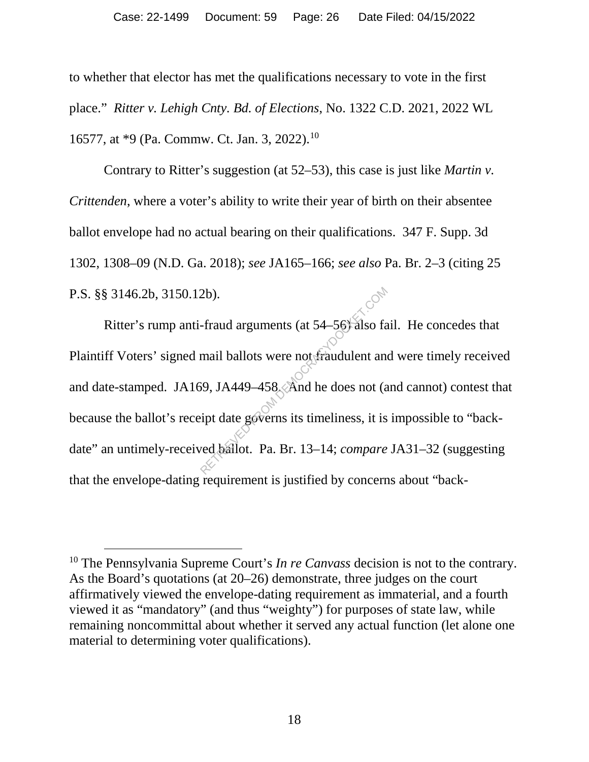to whether that elector has met the qualifications necessary to vote in the first place." *Ritter v. Lehigh Cnty. Bd. of Elections*, No. 1322 C.D. 2021, 2022 WL 16577, at *9 (Pa. Commw. Ct. Jan. 3, 2022).[10]

Contrary to Ritter's suggestion (at 52–53), this case is just like *Martin v. Crittenden*, where a voter's ability to write their year of birth on their absentee ballot envelope had no actual bearing on their qualifications. 347 F. Supp. 3d 1302, 1308–09 (N.D. Ga. 2018); *see* JA165–166; *see also* Pa. Br. 2–3 (citing 25 P.S. §§ 3146.2b, 3150.12b).

Ritter's rump anti-fraud arguments (at 54–56) also fail. He concedes that Plaintiff Voters' signed mail ballots were not fraudulent and were timely received and date-stamped. JA169, JA449–458. And he does not (and cannot) contest that because the ballot's receipt date governs its timeliness, it is impossible to "back-date" an untimely-received ballot. Pa. Br. 13–14; *compare* JA31–32 (suggesting that the envelope-dating requirement is justified by concerns about "back-

[10] The Pennsylvania Supreme Court's *In re Canvass* decision is not to the contrary. As the Board's quotations (at 20–26) demonstrate, three judges on the court affirmatively viewed the envelope-dating requirement as immaterial, and a fourth viewed it as "mandatory" (and thus "weighty") for purposes of state law, while remaining noncommittal about whether it served any actual function (let alone one material to determining voter qualifications).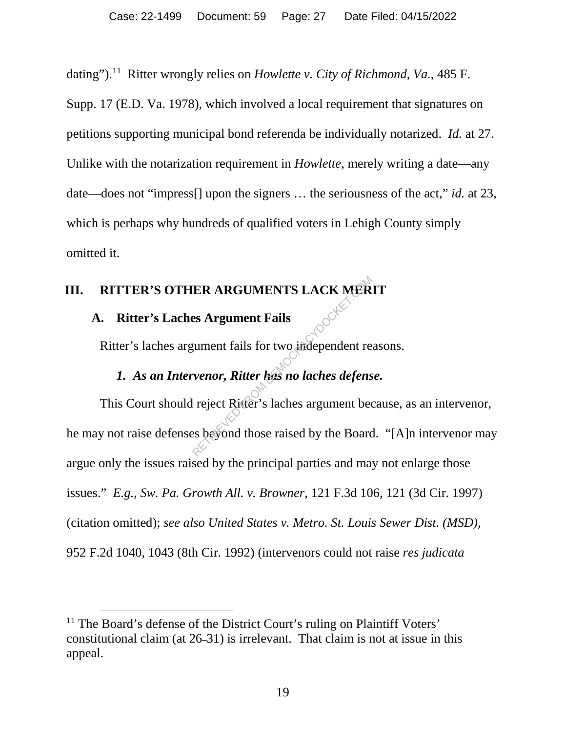dating").[11] Ritter wrongly relies on *Howlette v. City of Richmond, Va.*, 485 F. Supp. 17 (E.D. Va. 1978), which involved a local requirement that signatures on petitions supporting municipal bond referenda be individually notarized. *Id.* at 27. Unlike with the notarization requirement in *Howlette*, merely writing a date—any date—does not "impress[] upon the signers … the seriousness of the act," *id.* at 23, which is perhaps why hundreds of qualified voters in Lehigh County simply omitted it.

## III. RITTER'S OTHER ARGUMENTS LACK MERIT

### A. Ritter's Laches Argument Fails

Ritter's laches argument fails for two independent reasons.

#### *1. As an Intervenor, Ritter has no laches defense.*

This Court should reject Ritter's laches argument because, as an intervenor, he may not raise defenses beyond those raised by the Board. "[A]n intervenor may argue only the issues raised by the principal parties and may not enlarge those issues." *E.g.*, *Sw. Pa. Growth All. v. Browner*, 121 F.3d 106, 121 (3d Cir. 1997) (citation omitted); *see also United States v. Metro. St. Louis Sewer Dist. (MSD)*, 952 F.2d 1040, 1043 (8th Cir. 1992) (intervenors could not raise *res judicata*

[11] The Board's defense of the District Court's ruling on Plaintiff Voters' constitutional claim (at 26–31) is irrelevant. That claim is not at issue in this appeal.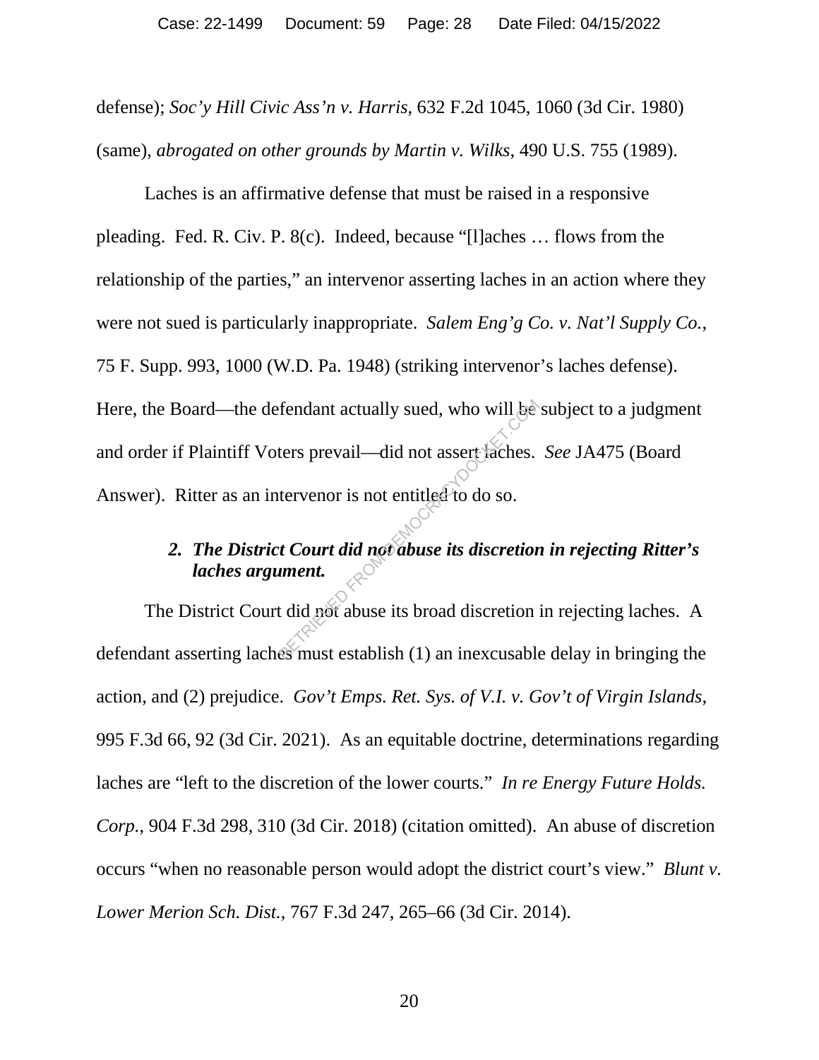defense); *Soc'y Hill Civic Ass'n v. Harris*, 632 F.2d 1045, 1060 (3d Cir. 1980) (same), *abrogated on other grounds by Martin v. Wilks*, 490 U.S. 755 (1989).

Laches is an affirmative defense that must be raised in a responsive pleading. Fed. R. Civ. P. 8(c). Indeed, because "[l]aches … flows from the relationship of the parties," an intervenor asserting laches in an action where they were not sued is particularly inappropriate. *Salem Eng'g Co. v. Nat'l Supply Co.*, 75 F. Supp. 993, 1000 (W.D. Pa. 1948) (striking intervenor's laches defense). Here, the Board—the defendant actually sued, who will be subject to a judgment and order if Plaintiff Voters prevail—did not assert laches. *See* JA475 (Board Answer). Ritter as an intervenor is not entitled to do so.

### 2. *The District Court did not abuse its discretion in rejecting Ritter's laches argument.*

The District Court did not abuse its broad discretion in rejecting laches. A defendant asserting laches must establish (1) an inexcusable delay in bringing the action, and (2) prejudice. *Gov't Emps. Ret. Sys. of V.I. v. Gov't of Virgin Islands*, 995 F.3d 66, 92 (3d Cir. 2021). As an equitable doctrine, determinations regarding laches are "left to the discretion of the lower courts." *In re Energy Future Holds. Corp.*, 904 F.3d 298, 310 (3d Cir. 2018) (citation omitted). An abuse of discretion occurs "when no reasonable person would adopt the district court's view." *Blunt v. Lower Merion Sch. Dist.*, 767 F.3d 247, 265–66 (3d Cir. 2014).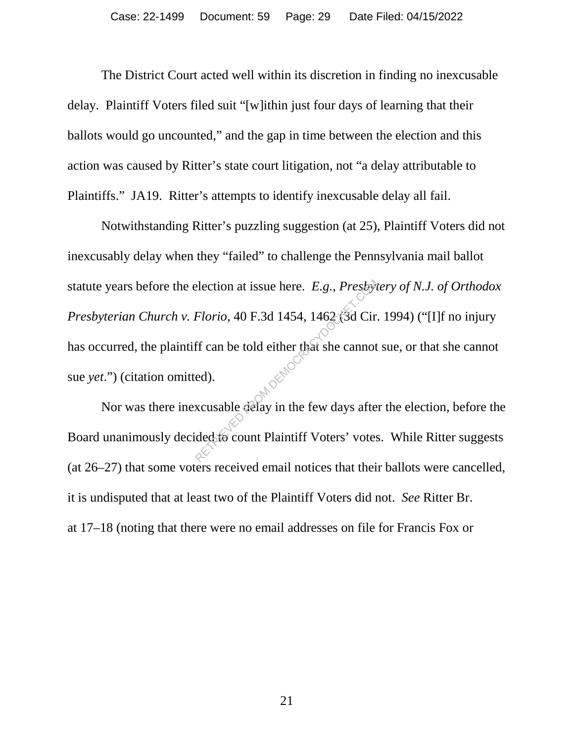The District Court acted well within its discretion in finding no inexcusable delay. Plaintiff Voters filed suit "[w]ithin just four days of learning that their ballots would go uncounted," and the gap in time between the election and this action was caused by Ritter's state court litigation, not "a delay attributable to Plaintiffs." JA19. Ritter's attempts to identify inexcusable delay all fail.

Notwithstanding Ritter's puzzling suggestion (at 25), Plaintiff Voters did not inexcusably delay when they "failed" to challenge the Pennsylvania mail ballot statute years before the election at issue here. *E.g.*, *Presbytery of N.J. of Orthodox Presbyterian Church v. Florio*, 40 F.3d 1454, 1462 (3d Cir. 1994) ("[I]f no injury has occurred, the plaintiff can be told either that she cannot sue, or that she cannot sue *yet*.") (citation omitted).

Nor was there inexcusable delay in the few days after the election, before the Board unanimously decided to count Plaintiff Voters' votes. While Ritter suggests (at 26–27) that some voters received email notices that their ballots were cancelled, it is undisputed that at least two of the Plaintiff Voters did not. *See* Ritter Br. at 17–18 (noting that there were no email addresses on file for Francis Fox or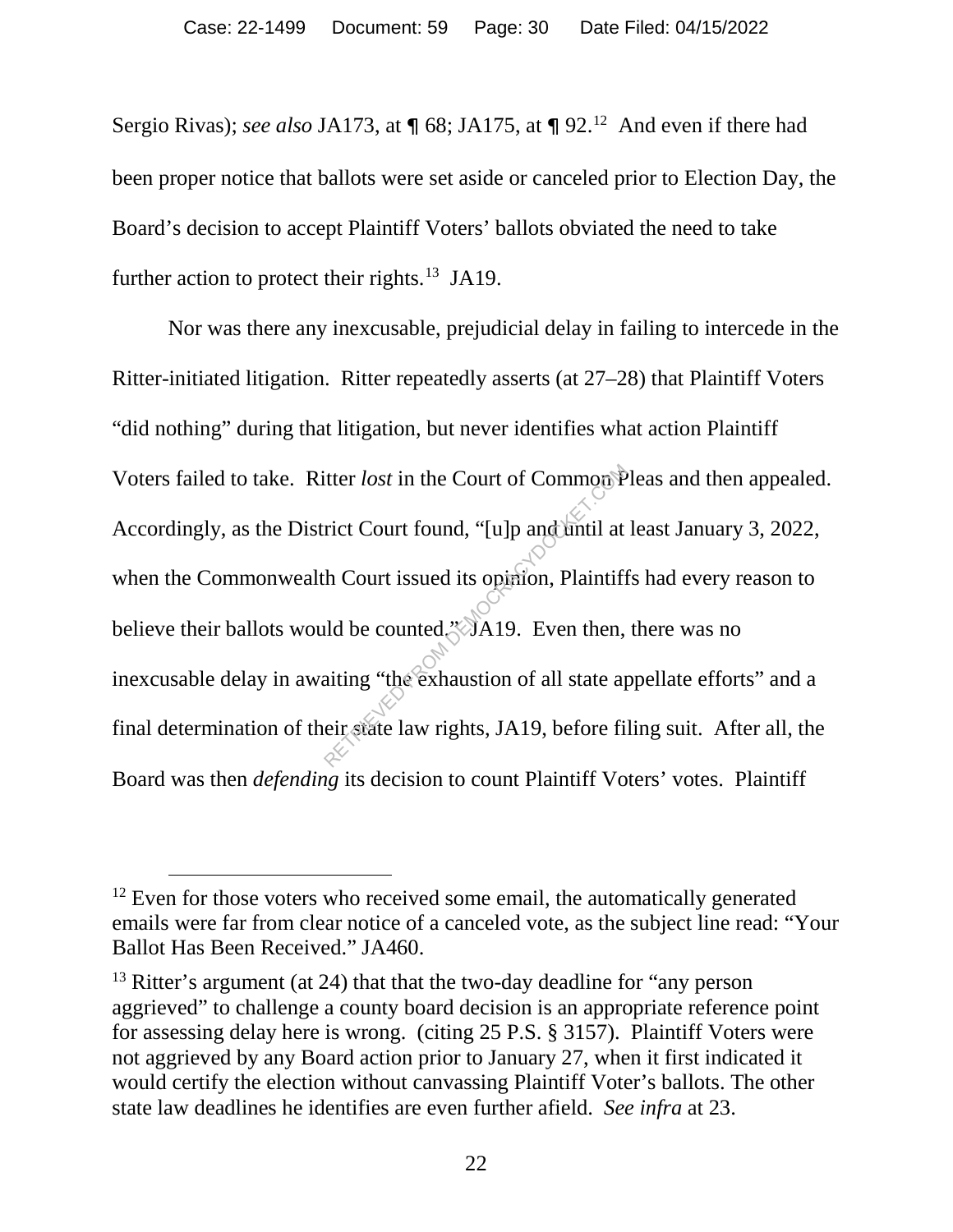Sergio Rivas); *see also* JA173, at ¶ 68; JA175, at ¶ 92.[12] And even if there had been proper notice that ballots were set aside or canceled prior to Election Day, the Board's decision to accept Plaintiff Voters' ballots obviated the need to take further action to protect their rights.[13] JA19.

Nor was there any inexcusable, prejudicial delay in failing to intercede in the Ritter-initiated litigation. Ritter repeatedly asserts (at 27–28) that Plaintiff Voters "did nothing" during that litigation, but never identifies what action Plaintiff Voters failed to take. Ritter *lost* in the Court of Common Pleas and then appealed. Accordingly, as the District Court found, "[u]p and until at least January 3, 2022, when the Commonwealth Court issued its opinion, Plaintiffs had every reason to believe their ballots would be counted." JA19. Even then, there was no inexcusable delay in awaiting "the exhaustion of all state appellate efforts" and a final determination of their state law rights, JA19, before filing suit. After all, the Board was then *defending* its decision to count Plaintiff Voters' votes. Plaintiff

[12] Even for those voters who received some email, the automatically generated emails were far from clear notice of a canceled vote, as the subject line read: "Your Ballot Has Been Received." JA460.

[13] Ritter's argument (at 24) that that the two-day deadline for "any person aggrieved" to challenge a county board decision is an appropriate reference point for assessing delay here is wrong. (citing 25 P.S. § 3157). Plaintiff Voters were not aggrieved by any Board action prior to January 27, when it first indicated it would certify the election without canvassing Plaintiff Voter's ballots. The other state law deadlines he identifies are even further afield. *See infra* at 23.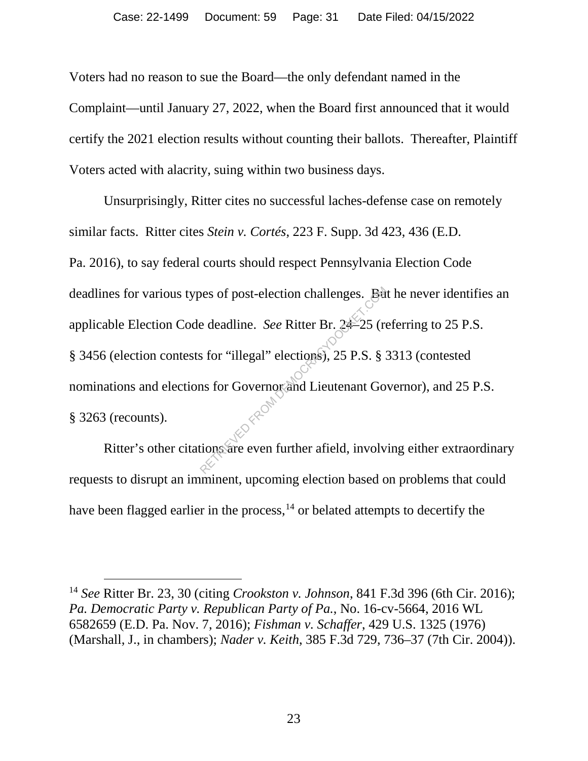Voters had no reason to sue the Board—the only defendant named in the Complaint—until January 27, 2022, when the Board first announced that it would certify the 2021 election results without counting their ballots. Thereafter, Plaintiff Voters acted with alacrity, suing within two business days.

Unsurprisingly, Ritter cites no successful laches-defense case on remotely similar facts. Ritter cites *Stein v. Cortés*, 223 F. Supp. 3d 423, 436 (E.D. Pa. 2016), to say federal courts should respect Pennsylvania Election Code deadlines for various types of post-election challenges. But he never identifies an applicable Election Code deadline. *See* Ritter Br. 24–25 (referring to 25 P.S. § 3456 (election contests for "illegal" elections), 25 P.S. § 3313 (contested nominations and elections for Governor and Lieutenant Governor), and 25 P.S. § 3263 (recounts).

Ritter's other citations are even further afield, involving either extraordinary requests to disrupt an imminent, upcoming election based on problems that could have been flagged earlier in the process,[14] or belated attempts to decertify the

---

[14] *See* Ritter Br. 23, 30 (citing *Crookston v. Johnson*, 841 F.3d 396 (6th Cir. 2016); *Pa. Democratic Party v. Republican Party of Pa.*, No. 16-cv-5664, 2016 WL 6582659 (E.D. Pa. Nov. 7, 2016); *Fishman v. Schaffer*, 429 U.S. 1325 (1976) (Marshall, J., in chambers); *Nader v. Keith*, 385 F.3d 729, 736–37 (7th Cir. 2004)).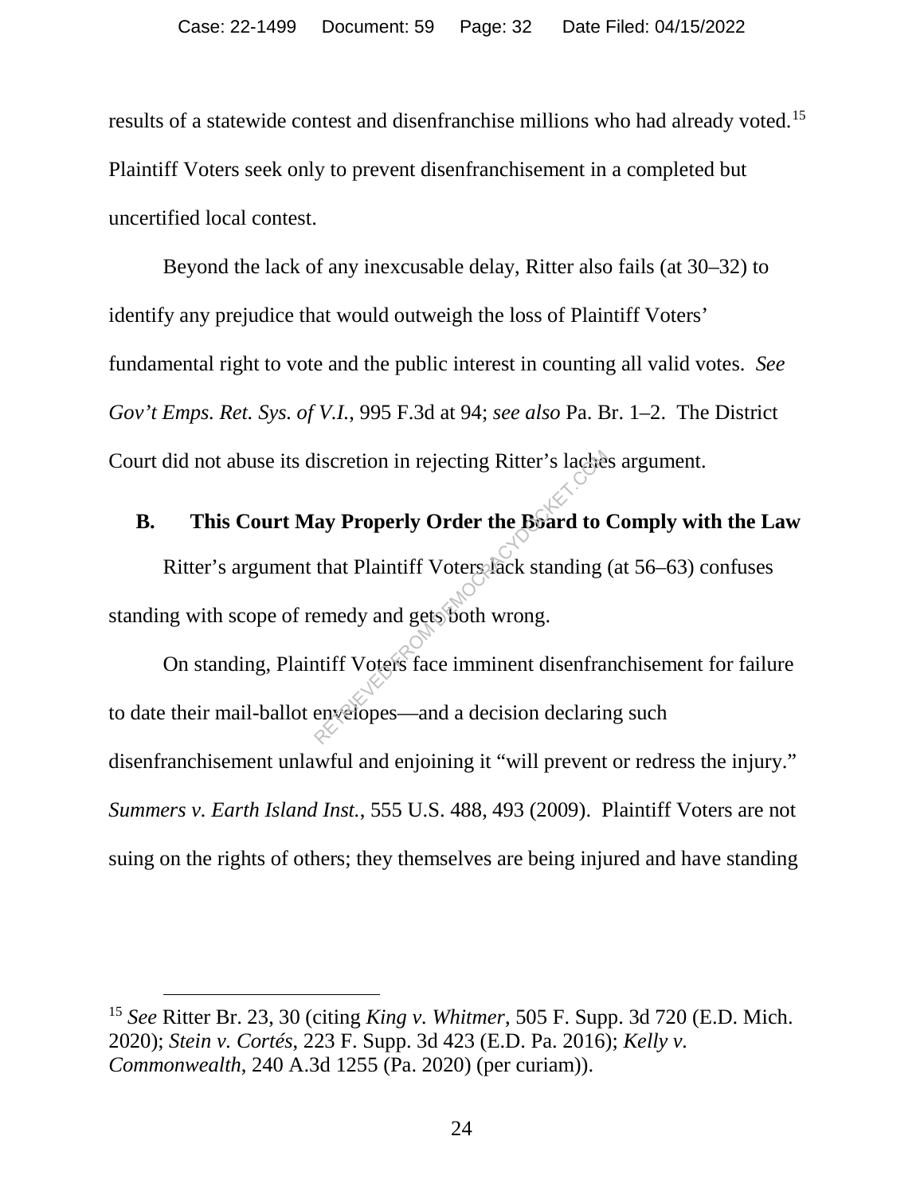results of a statewide contest and disenfranchise millions who had already voted.[15] Plaintiff Voters seek only to prevent disenfranchisement in a completed but uncertified local contest.

Beyond the lack of any inexcusable delay, Ritter also fails (at 30–32) to identify any prejudice that would outweigh the loss of Plaintiff Voters' fundamental right to vote and the public interest in counting all valid votes. *See Gov't Emps. Ret. Sys. of V.I.*, 995 F.3d at 94; *see also* Pa. Br. 1–2. The District Court did not abuse its discretion in rejecting Ritter's laches argument.

### B. This Court May Properly Order the Board to Comply with the Law

Ritter's argument that Plaintiff Voters lack standing (at 56–63) confuses standing with scope of remedy and gets both wrong.

On standing, Plaintiff Voters face imminent disenfranchisement for failure to date their mail-ballot envelopes—and a decision declaring such disenfranchisement unlawful and enjoining it "will prevent or redress the injury." *Summers v. Earth Island Inst.*, 555 U.S. 488, 493 (2009). Plaintiff Voters are not suing on the rights of others; they themselves are being injured and have standing

---

[15] *See* Ritter Br. 23, 30 (citing *King v. Whitmer*, 505 F. Supp. 3d 720 (E.D. Mich. 2020); *Stein v. Cortés*, 223 F. Supp. 3d 423 (E.D. Pa. 2016); *Kelly v. Commonwealth*, 240 A.3d 1255 (Pa. 2020) (per curiam)).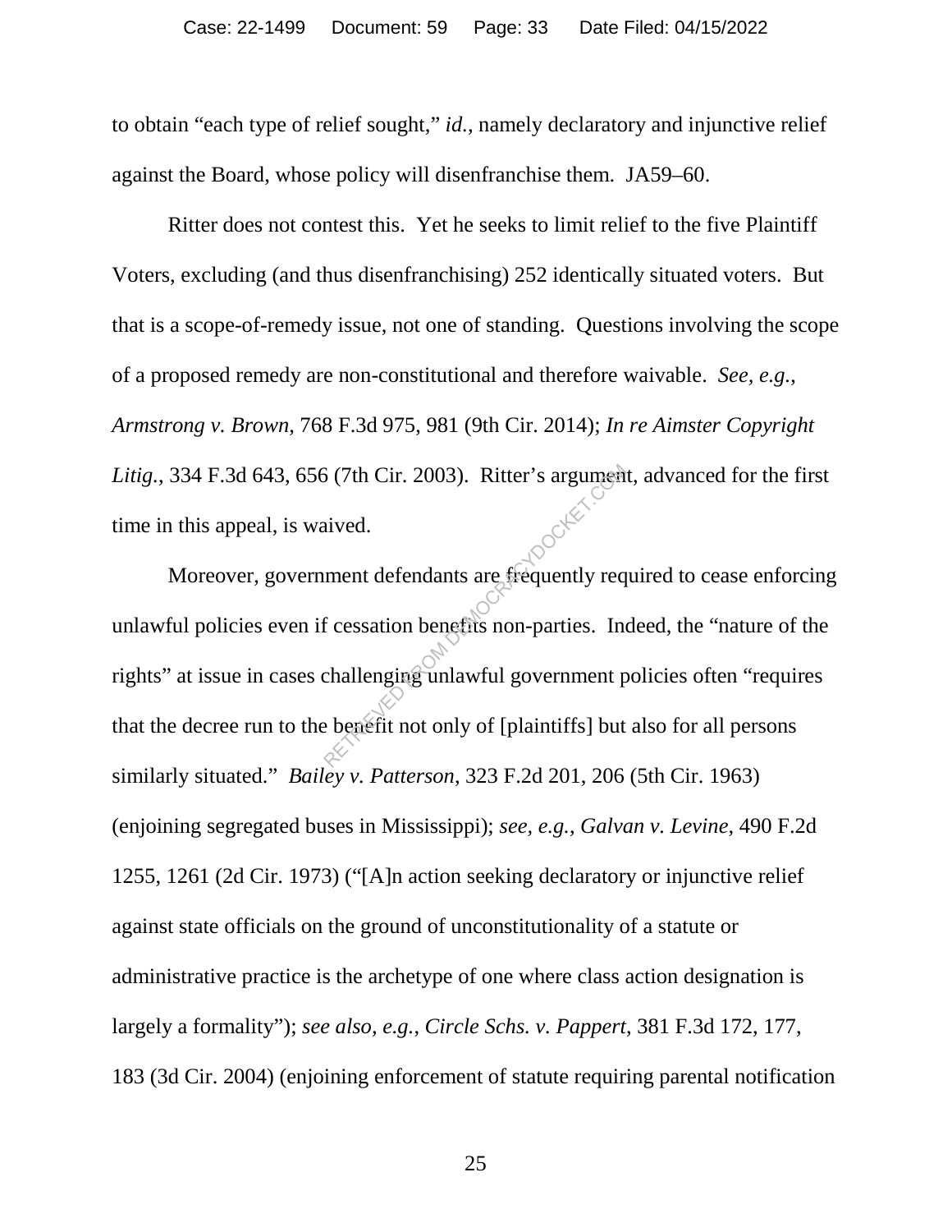to obtain "each type of relief sought," *id.*, namely declaratory and injunctive relief against the Board, whose policy will disenfranchise them. JA59–60.

Ritter does not contest this. Yet he seeks to limit relief to the five Plaintiff Voters, excluding (and thus disenfranchising) 252 identically situated voters. But that is a scope-of-remedy issue, not one of standing. Questions involving the scope of a proposed remedy are non-constitutional and therefore waivable. *See, e.g.*, *Armstrong v. Brown*, 768 F.3d 975, 981 (9th Cir. 2014); *In re Aimster Copyright Litig.*, 334 F.3d 643, 656 (7th Cir. 2003). Ritter's argument, advanced for the first time in this appeal, is waived.

Moreover, government defendants are frequently required to cease enforcing unlawful policies even if cessation benefits non-parties. Indeed, the "nature of the rights" at issue in cases challenging unlawful government policies often "requires that the decree run to the benefit not only of [plaintiffs] but also for all persons similarly situated." *Bailey v. Patterson*, 323 F.2d 201, 206 (5th Cir. 1963) (enjoining segregated buses in Mississippi); *see, e.g.*, *Galvan v. Levine*, 490 F.2d 1255, 1261 (2d Cir. 1973) ("[A]n action seeking declaratory or injunctive relief against state officials on the ground of unconstitutionality of a statute or administrative practice is the archetype of one where class action designation is largely a formality"); *see also, e.g.*, *Circle Schs. v. Pappert*, 381 F.3d 172, 177, 183 (3d Cir. 2004) (enjoining enforcement of statute requiring parental notification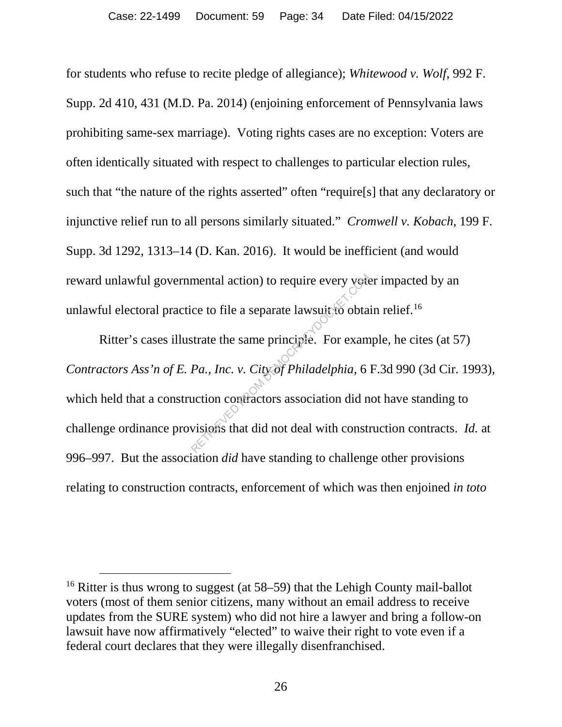for students who refuse to recite pledge of allegiance); *Whitewood v. Wolf*, 992 F. Supp. 2d 410, 431 (M.D. Pa. 2014) (enjoining enforcement of Pennsylvania laws prohibiting same-sex marriage). Voting rights cases are no exception: Voters are often identically situated with respect to challenges to particular election rules, such that "the nature of the rights asserted" often "require[s] that any declaratory or injunctive relief run to all persons similarly situated." *Cromwell v. Kobach*, 199 F. Supp. 3d 1292, 1313–14 (D. Kan. 2016). It would be inefficient (and would reward unlawful governmental action) to require every voter impacted by an unlawful electoral practice to file a separate lawsuit to obtain relief.[16]

Ritter's cases illustrate the same principle. For example, he cites (at 57) *Contractors Ass'n of E. Pa., Inc. v. City of Philadelphia*, 6 F.3d 990 (3d Cir. 1993), which held that a construction contractors association did not have standing to challenge ordinance provisions that did not deal with construction contracts. *Id.* at 996–997. But the association *did* have standing to challenge other provisions relating to construction contracts, enforcement of which was then enjoined *in toto*

[16] Ritter is thus wrong to suggest (at 58–59) that the Lehigh County mail-ballot voters (most of them senior citizens, many without an email address to receive updates from the SURE system) who did not hire a lawyer and bring a follow-on lawsuit have now affirmatively "elected" to waive their right to vote even if a federal court declares that they were illegally disenfranchised.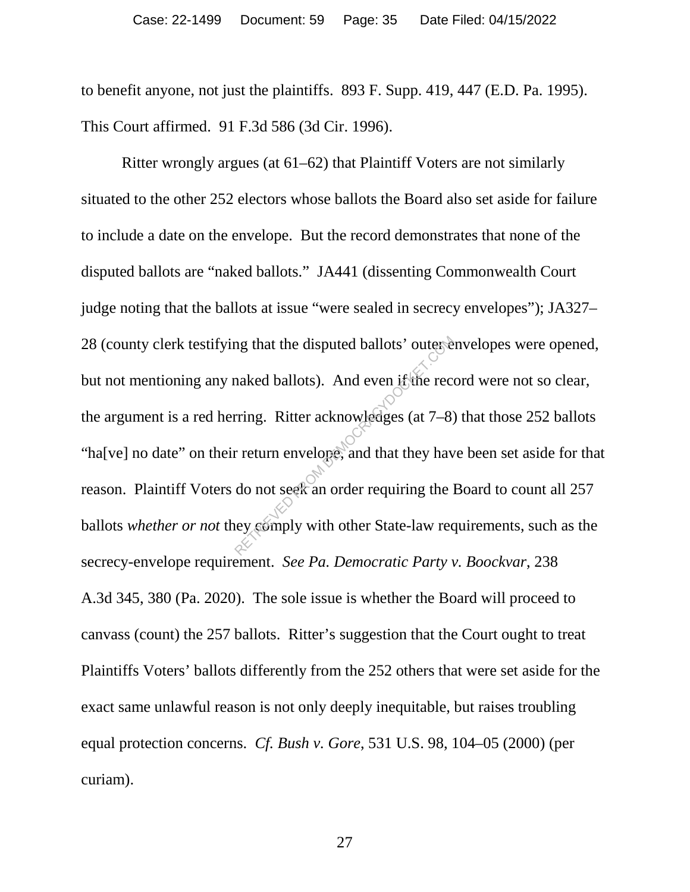to benefit anyone, not just the plaintiffs. 893 F. Supp. 419, 447 (E.D. Pa. 1995). This Court affirmed. 91 F.3d 586 (3d Cir. 1996).

Ritter wrongly argues (at 61–62) that Plaintiff Voters are not similarly situated to the other 252 electors whose ballots the Board also set aside for failure to include a date on the envelope. But the record demonstrates that none of the disputed ballots are "naked ballots." JA441 (dissenting Commonwealth Court judge noting that the ballots at issue "were sealed in secrecy envelopes"); JA327–28 (county clerk testifying that the disputed ballots' outer envelopes were opened, but not mentioning any naked ballots). And even if the record were not so clear, the argument is a red herring. Ritter acknowledges (at 7–8) that those 252 ballots "ha[ve] no date" on their return envelope, and that they have been set aside for that reason. Plaintiff Voters do not seek an order requiring the Board to count all 257 ballots *whether or not* they comply with other State-law requirements, such as the secrecy-envelope requirement. *See Pa. Democratic Party v. Boockvar*, 238 A.3d 345, 380 (Pa. 2020). The sole issue is whether the Board will proceed to canvass (count) the 257 ballots. Ritter's suggestion that the Court ought to treat Plaintiffs Voters' ballots differently from the 252 others that were set aside for the exact same unlawful reason is not only deeply inequitable, but raises troubling equal protection concerns. *Cf. Bush v. Gore*, 531 U.S. 98, 104–05 (2000) (per curiam).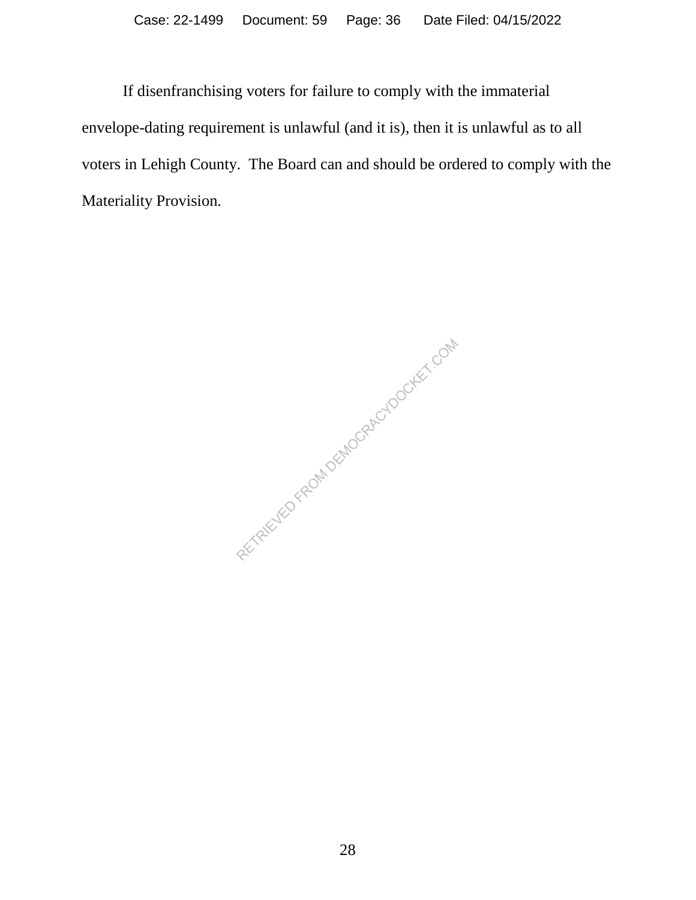If disenfranchising voters for failure to comply with the immaterial envelope-dating requirement is unlawful (and it is), then it is unlawful as to all voters in Lehigh County. The Board can and should be ordered to comply with the Materiality Provision.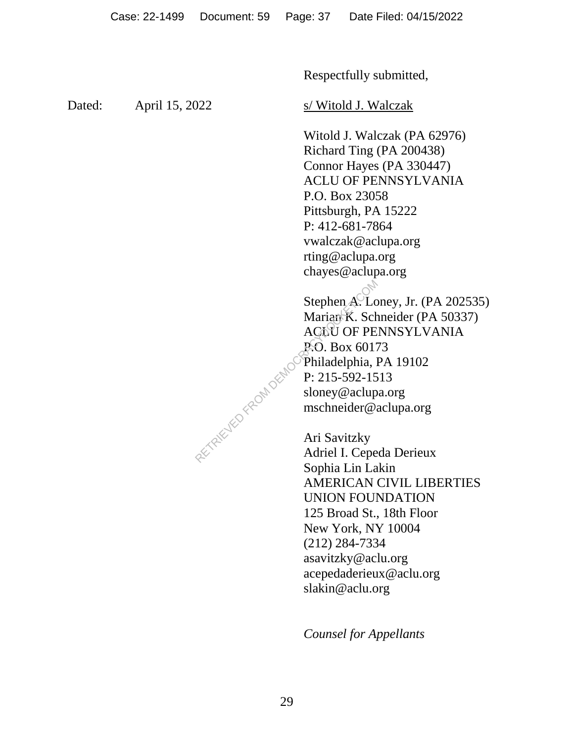Respectfully submitted,

Dated: April 15, 2022

s/ Witold J. Walczak

Witold J. Walczak (PA 62976)
Richard Ting (PA 200438)
Connor Hayes (PA 330447)
ACLU OF PENNSYLVANIA
P.O. Box 23058
Pittsburgh, PA 15222
P: 412-681-7864
vwalczak@aclupa.org
rting@aclupa.org
chayes@aclupa.org

Stephen A. Loney, Jr. (PA 202535)
Marian K. Schneider (PA 50337)
ACLU OF PENNSYLVANIA
P.O. Box 60173
Philadelphia, PA 19102
P: 215-592-1513
sloney@aclupa.org
mschneider@aclupa.org

Ari Savitzky
Adriel I. Cepeda Derieux
Sophia Lin Lakin
AMERICAN CIVIL LIBERTIES
UNION FOUNDATION
125 Broad St., 18th Floor
New York, NY 10004
(212) 284-7334
asavitzky@aclu.org
acepedaderieux@aclu.org
slakin@aclu.org

*Counsel for Appellants*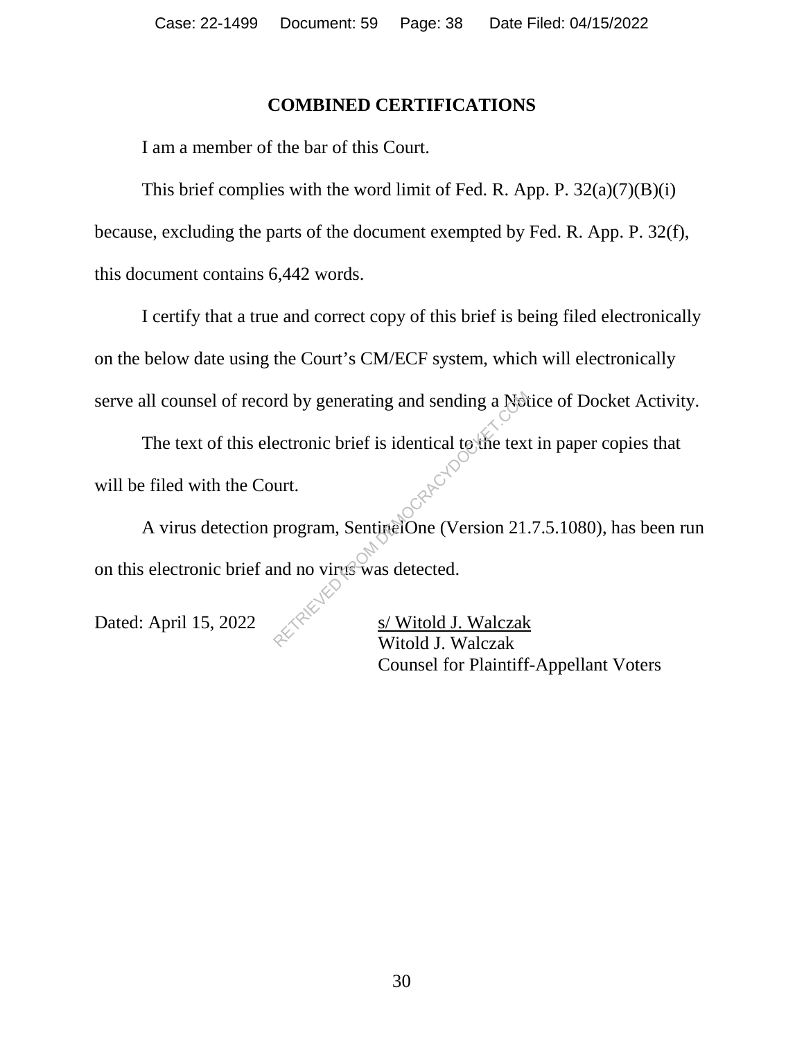## COMBINED CERTIFICATIONS

I am a member of the bar of this Court.

This brief complies with the word limit of Fed. R. App. P. 32(a)(7)(B)(i) because, excluding the parts of the document exempted by Fed. R. App. P. 32(f), this document contains 6,442 words.

I certify that a true and correct copy of this brief is being filed electronically on the below date using the Court's CM/ECF system, which will electronically serve all counsel of record by generating and sending a Notice of Docket Activity.

The text of this electronic brief is identical to the text in paper copies that will be filed with the Court.

A virus detection program, SentinelOne (Version 21.7.5.1080), has been run on this electronic brief and no virus was detected.

Dated: April 15, 2022

s/ Witold J. Walczak
Witold J. Walczak
Counsel for Plaintiff-Appellant Voters